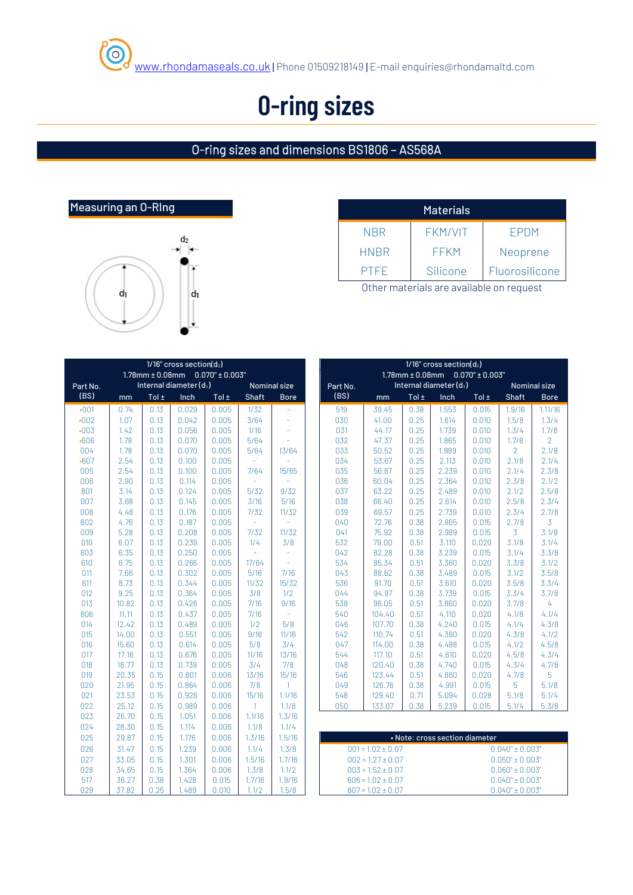www.rhondamaseals.co.uk | Phone 01509218149 | E-mail enquiries@rhondamaltd.com

# O-ring sizes

## O-ring sizes and dimensions BS1806 – AS568A

### Measuring an O-RIng

$d_2$

$d_1$ $d_1$

| Materials | | |
|---|---|---|
| NBR | FKM/VIT | EPDM |
| HNBR | FFKM | Neoprene |
| PTFE | Silicone | Fluorosilicone |

Other materials are available on request

| Part No. (BS) | 1/16" cross section($d_2$) 1.78mm ± 0.08mm 0.070" ± 0.003" Internal diameter ($d_1$) | | | | Nominal size | |
|---|---|---|---|---|---|---|
| | mm | Tol ± | Inch | Tol ± | Shaft | Bore |
| •001 | 0.74 | 0.13 | 0.029 | 0.005 | 1/32 | - |
| •002 | 1.07 | 0.13 | 0.042 | 0.005 | 3/64 | - |
| •003 | 1.42 | 0.13 | 0.056 | 0.005 | 1/16 | - |
| •606 | 1.78 | 0.13 | 0.070 | 0.005 | 5/64 | - |
| 004 | 1.78 | 0.13 | 0.070 | 0.005 | 5/64 | 13/64 |
| •607 | 2.54 | 0.13 | 0.100 | 0.005 | -` | - |
| 005 | 2.54 | 0.13 | 0.100 | 0.005 | 7/64 | 15/65 |
| 006 | 2.90 | 0.13 | 0.114 | 0.005 | - | - |
| 801 | 3.14 | 0.13 | 0.124 | 0.005 | 5/32 | 9/32 |
| 007 | 3.68 | 0.13 | 0.145 | 0.005 | 3/16 | 5/16 |
| 008 | 4.48 | 0.13 | 0.176 | 0.005 | 7/32 | 11/32 |
| 802 | 4.76 | 0.13 | 0.187 | 0.005 | - | - |
| 009 | 5.28 | 0.13 | 0.208 | 0.005 | 7/32 | 11/32 |
| 010 | 6.07 | 0.13 | 0.239 | 0.005 | 1/4 | 3/8 |
| 803 | 6.35 | 0.13 | 0.250 | 0.005 | - | - |
| 610 | 6.75 | 0.13 | 0.266 | 0.005 | 17/64 | - |
| 011 | 7.66 | 0.13 | 0.302 | 0.005 | 5/16 | 7/16 |
| 611 | 8.73 | 0.13 | 0.344 | 0.005 | 11/32 | 15/32 |
| 012 | 9.25 | 0.13 | 0.364 | 0.005 | 3/8 | 1/2 |
| 013 | 10.82 | 0.13 | 0.426 | 0.005 | 7/16 | 9/16 |
| 806 | 11.11 | 0.13 | 0.437 | 0.005 | 7/16 | - |
| 014 | 12.42 | 0.13 | 0.489 | 0.005 | 1/2 | 5/8 |
| 015 | 14.00 | 0.13 | 0.551 | 0.005 | 9/16 | 11/16 |
| 016 | 15.60 | 0.13 | 0.614 | 0.005 | 5/8 | 3/4 |
| 017 | 17.16 | 0.13 | 0.676 | 0.005 | 11/16 | 13/16 |
| 018 | 18.77 | 0.13 | 0.739 | 0.005 | 3/4 | 7/8 |
| 019 | 20.35 | 0.15 | 0.801 | 0.006 | 13/16 | 15/16 |
| 020 | 21.95 | 0.15 | 0.864 | 0.006 | 7/8 | 1 |
| 021 | 23.53 | 0.15 | 0.926 | 0.006 | 15/16 | 1.1/16 |
| 022 | 25.12 | 0.15 | 0.989 | 0.006 | 1 | 1.1/8 |
| 023 | 26.70 | 0.15 | 1.051 | 0.006 | 1.1/16 | 1.3/16 |
| 024 | 28.30 | 0.15 | 1.114 | 0.006 | 1.1/8 | 1.1/4 |
| 025 | 29.87 | 0.15 | 1.176 | 0.006 | 1.3/16 | 1.5/16 |
| 026 | 31.47 | 0.15 | 1.239 | 0.006 | 1.1/4 | 1.3/8 |
| 027 | 33.05 | 0.15 | 1.301 | 0.006 | 1.5/16 | 1.7/16 |
| 028 | 34.65 | 0.15 | 1.364 | 0.006 | 1.3/8 | 1.1/2 |
| 517 | 36.27 | 0.38 | 1.428 | 0.015 | 1.7/16 | 1.9/16 |
| 029 | 37.82 | 0.25 | 1.489 | 0.010 | 1.1/2 | 1.5/8 |

| Part No. (BS) | 1/16" cross section($d_2$) 1.78mm ± 0.08mm 0.070" ± 0.003" Internal diameter ($d_1$) | | | | Nominal size | |
|---|---|---|---|---|---|---|
| | mm | Tol ± | Inch | Tol ± | Shaft | Bore |
| 519 | 39.45 | 0.38 | 1.553 | 0.015 | 1.9/16 | 1.11/16 |
| 030 | 41.00 | 0.25 | 1.614 | 0.010 | 1.5/8 | 1.3/4 |
| 031 | 44.17 | 0.25 | 1.739 | 0.010 | 1.3/4 | 1.7/8 |
| 032 | 47.37 | 0.25 | 1.865 | 0.010 | 1.7/8 | 2 |
| 033 | 50.52 | 0.25 | 1.989 | 0.010 | 2 | 2.1/8 |
| 034 | 53.67 | 0.25 | 2.113 | 0.010 | 2.1/8 | 2.1/4 |
| 035 | 56.87 | 0.25 | 2.239 | 0.010 | 2.1/4 | 2.3/8 |
| 036 | 60.04 | 0.25 | 2.364 | 0.010 | 2.3/8 | 2.1/2 |
| 037 | 63.22 | 0.25 | 2.489 | 0.010 | 2.1/2 | 2.5/8 |
| 038 | 66.40 | 0.25 | 2.614 | 0.010 | 2.5/8 | 2.3/4 |
| 039 | 69.57 | 0.25 | 2.739 | 0.010 | 2.3/4 | 2.7/8 |
| 040 | 72.76 | 0.38 | 2.865 | 0.015 | 2.7/8 | 3 |
| 041 | 75.92 | 0.38 | 2.989 | 0.015 | 3 | 3.1/8 |
| 532 | 79.00 | 0.51 | 3.110 | 0.020 | 3.1/8 | 3.1/4 |
| 042 | 82.28 | 0.38 | 3.239 | 0.015 | 3.1/4 | 3.3/8 |
| 534 | 85.34 | 0.51 | 3.360 | 0.020 | 3.3/8 | 3.1/2 |
| 043 | 88.62 | 0.38 | 3.489 | 0.015 | 3.1/2 | 3.5/8 |
| 536 | 91.70 | 0.51 | 3.610 | 0.020 | 3.5/8 | 3.3/4 |
| 044 | 94.97 | 0.38 | 3.739 | 0.015 | 3.3/4 | 3.7/8 |
| 538 | 98.05 | 0.51 | 3.860 | 0.020 | 3.7/8 | 4 |
| 540 | 104.40 | 0.51 | 4.110 | 0.020 | 4.1/8 | 4.1/4 |
| 046 | 107.70 | 0.38 | 4.240 | 0.015 | 4.1/4 | 4.3/8 |
| 542 | 110.74 | 0.51 | 4.360 | 0.020 | 4.3/8 | 4.1/2 |
| 047 | 114.00 | 0.38 | 4.488 | 0.015 | 4.1/2 | 4.5/8 |
| 544 | 117.10 | 0.51 | 4.610 | 0.020 | 4.5/8 | 4.3/4 |
| 048 | 120.40 | 0.38 | 4.740 | 0.015 | 4.3/4 | 4.7/8 |
| 546 | 123.44 | 0.51 | 4.860 | 0.020 | 4.7/8 | 5 |
| 049 | 126.76 | 0.38 | 4.991 | 0.015 | 5 | 5.1/8 |
| 548 | 129.40 | 0.71 | 5.094 | 0.028 | 5.1/8 | 5.1/4 |
| 050 | 133.07 | 0.38 | 5.239 | 0.015 | 5.1/4 | 5.3/8 |

| • Note: cross section diameter | |
|---|---|
| 001 = 1.02 ± 0.07 | 0.040" ± 0.003" |
| 002 = 1.27 ± 0.07 | 0.050" ± 0.003" |
| 003 = 1.52 ± 0.07 | 0.060" ± 0.003" |
| 606 = 1.02 ± 0.07 | 0.040" ± 0.003" |
| 607 = 1.02 ± 0.07 | 0.040" ± 0.003" |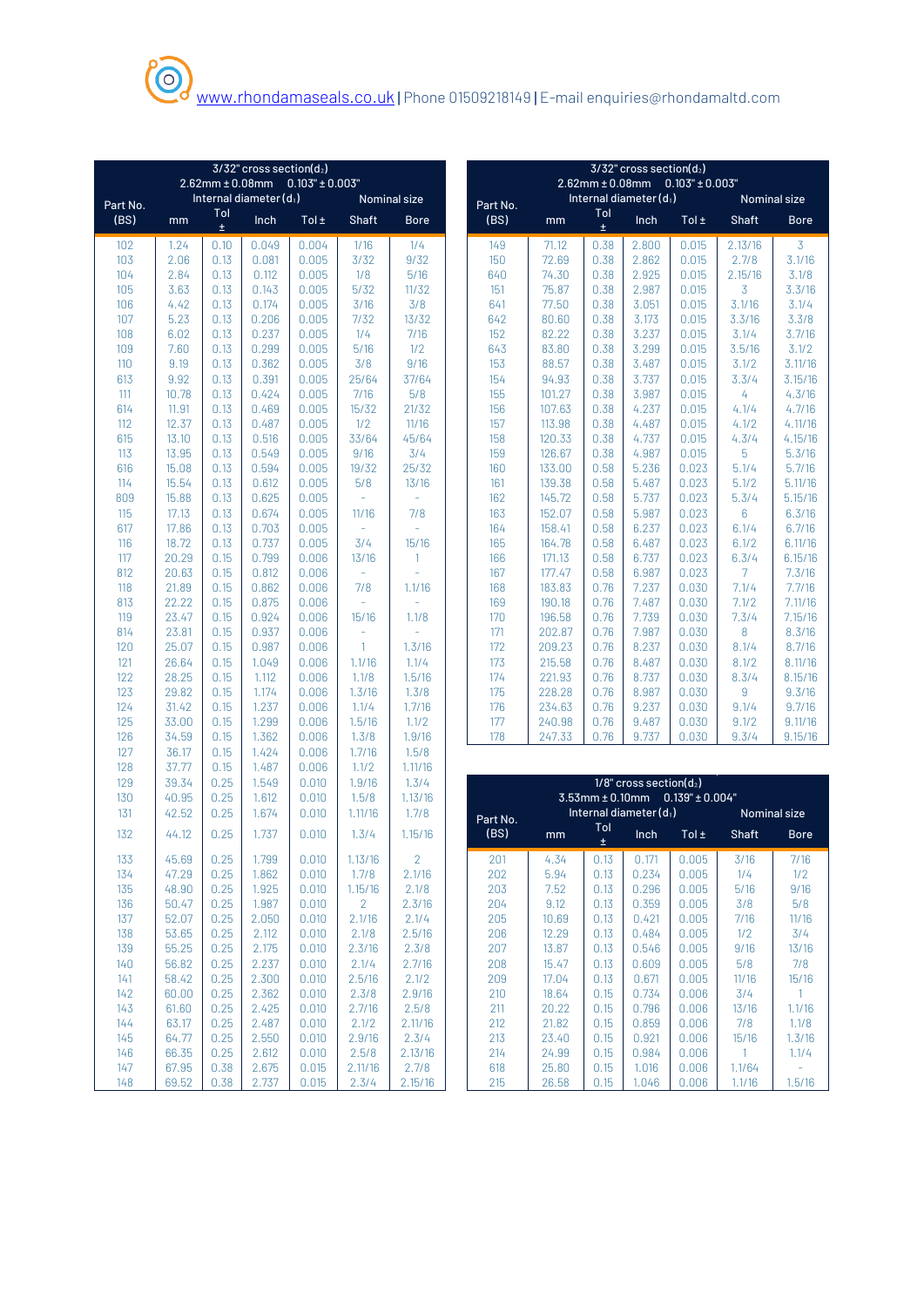www.rhondamaseals.co.uk | Phone 01509218149 | E-mail enquiries@rhondamaltd.com

| Part No. (BS) | 3/32" cross section($d_2$) 2.62mm ± 0.08mm 0.103" ± 0.003" Internal diameter ($d_1$) mm | Tol ± | Inch | Tol ± | Nominal size Shaft | Bore |
|---|---|---|---|---|---|---|
| 102 | 1.24 | 0.10 | 0.049 | 0.004 | 1/16 | 1/4 |
| 103 | 2.06 | 0.13 | 0.081 | 0.005 | 3/32 | 9/32 |
| 104 | 2.84 | 0.13 | 0.112 | 0.005 | 1/8 | 5/16 |
| 105 | 3.63 | 0.13 | 0.143 | 0.005 | 5/32 | 11/32 |
| 106 | 4.42 | 0.13 | 0.174 | 0.005 | 3/16 | 3/8 |
| 107 | 5.23 | 0.13 | 0.206 | 0.005 | 7/32 | 13/32 |
| 108 | 6.02 | 0.13 | 0.237 | 0.005 | 1/4 | 7/16 |
| 109 | 7.60 | 0.13 | 0.299 | 0.005 | 5/16 | 1/2 |
| 110 | 9.19 | 0.13 | 0.362 | 0.005 | 3/8 | 9/16 |
| 613 | 9.92 | 0.13 | 0.391 | 0.005 | 25/64 | 37/64 |
| 111 | 10.78 | 0.13 | 0.424 | 0.005 | 7/16 | 5/8 |
| 614 | 11.91 | 0.13 | 0.469 | 0.005 | 15/32 | 21/32 |
| 112 | 12.37 | 0.13 | 0.487 | 0.005 | 1/2 | 11/16 |
| 615 | 13.10 | 0.13 | 0.516 | 0.005 | 33/64 | 45/64 |
| 113 | 13.95 | 0.13 | 0.549 | 0.005 | 9/16 | 3/4 |
| 616 | 15.08 | 0.13 | 0.594 | 0.005 | 19/32 | 25/32 |
| 114 | 15.54 | 0.13 | 0.612 | 0.005 | 5/8 | 13/16 |
| 809 | 15.88 | 0.13 | 0.625 | 0.005 | - | - |
| 115 | 17.13 | 0.13 | 0.674 | 0.005 | 11/16 | 7/8 |
| 617 | 17.86 | 0.13 | 0.703 | 0.005 | - | - |
| 116 | 18.72 | 0.13 | 0.737 | 0.005 | 3/4 | 15/16 |
| 117 | 20.29 | 0.15 | 0.799 | 0.006 | 13/16 | 1 |
| 812 | 20.63 | 0.15 | 0.812 | 0.006 | - | - |
| 118 | 21.89 | 0.15 | 0.862 | 0.006 | 7/8 | 1.1/16 |
| 813 | 22.22 | 0.15 | 0.875 | 0.006 | - | - |
| 119 | 23.47 | 0.15 | 0.924 | 0.006 | 15/16 | 1.1/8 |
| 814 | 23.81 | 0.15 | 0.937 | 0.006 | - | - |
| 120 | 25.07 | 0.15 | 0.987 | 0.006 | 1 | 1.3/16 |
| 121 | 26.64 | 0.15 | 1.049 | 0.006 | 1.1/16 | 1.1/4 |
| 122 | 28.25 | 0.15 | 1.112 | 0.006 | 1.1/8 | 1.5/16 |
| 123 | 29.82 | 0.15 | 1.174 | 0.006 | 1.3/16 | 1.3/8 |
| 124 | 31.42 | 0.15 | 1.237 | 0.006 | 1.1/4 | 1.7/16 |
| 125 | 33.00 | 0.15 | 1.299 | 0.006 | 1.5/16 | 1.1/2 |
| 126 | 34.59 | 0.15 | 1.362 | 0.006 | 1.3/8 | 1.9/16 |
| 127 | 36.17 | 0.15 | 1.424 | 0.006 | 1.7/16 | 1.5/8 |
| 128 | 37.77 | 0.15 | 1.487 | 0.006 | 1.1/2 | 1.11/16 |
| 129 | 39.34 | 0.25 | 1.549 | 0.010 | 1.9/16 | 1.3/4 |
| 130 | 40.95 | 0.25 | 1.612 | 0.010 | 1.5/8 | 1.13/16 |
| 131 | 42.52 | 0.25 | 1.674 | 0.010 | 1.11/16 | 1.7/8 |
| 132 | 44.12 | 0.25 | 1.737 | 0.010 | 1.3/4 | 1.15/16 |
| 133 | 45.69 | 0.25 | 1.799 | 0.010 | 1.13/16 | 2 |
| 134 | 47.29 | 0.25 | 1.862 | 0.010 | 1.7/8 | 2.1/16 |
| 135 | 48.90 | 0.25 | 1.925 | 0.010 | 1.15/16 | 2.1/8 |
| 136 | 50.47 | 0.25 | 1.987 | 0.010 | 2 | 2.3/16 |
| 137 | 52.07 | 0.25 | 2.050 | 0.010 | 2.1/16 | 2.1/4 |
| 138 | 53.65 | 0.25 | 2.112 | 0.010 | 2.1/8 | 2.5/16 |
| 139 | 55.25 | 0.25 | 2.175 | 0.010 | 2.3/16 | 2.3/8 |
| 140 | 56.82 | 0.25 | 2.237 | 0.010 | 2.1/4 | 2.7/16 |
| 141 | 58.42 | 0.25 | 2.300 | 0.010 | 2.5/16 | 2.1/2 |
| 142 | 60.00 | 0.25 | 2.362 | 0.010 | 2.3/8 | 2.9/16 |
| 143 | 61.60 | 0.25 | 2.425 | 0.010 | 2.7/16 | 2.5/8 |
| 144 | 63.17 | 0.25 | 2.487 | 0.010 | 2.1/2 | 2.11/16 |
| 145 | 64.77 | 0.25 | 2.550 | 0.010 | 2.9/16 | 2.3/4 |
| 146 | 66.35 | 0.25 | 2.612 | 0.010 | 2.5/8 | 2.13/16 |
| 147 | 67.95 | 0.38 | 2.675 | 0.015 | 2.11/16 | 2.7/8 |
| 148 | 69.52 | 0.38 | 2.737 | 0.015 | 2.3/4 | 2.15/16 |
| 149 | 71.12 | 0.38 | 2.800 | 0.015 | 2.13/16 | 3 |
| 150 | 72.69 | 0.38 | 2.862 | 0.015 | 2.7/8 | 3.1/16 |
| 640 | 74.30 | 0.38 | 2.925 | 0.015 | 2.15/16 | 3.1/8 |
| 151 | 75.87 | 0.38 | 2.987 | 0.015 | 3 | 3.3/16 |
| 641 | 77.50 | 0.38 | 3.051 | 0.015 | 3.1/16 | 3.1/4 |
| 642 | 80.60 | 0.38 | 3.173 | 0.015 | 3.3/16 | 3.3/8 |
| 152 | 82.22 | 0.38 | 3.237 | 0.015 | 3.1/4 | 3.7/16 |
| 643 | 83.80 | 0.38 | 3.299 | 0.015 | 3.5/16 | 3.1/2 |
| 153 | 88.57 | 0.38 | 3.487 | 0.015 | 3.1/2 | 3.11/16 |
| 154 | 94.93 | 0.38 | 3.737 | 0.015 | 3.3/4 | 3.15/16 |
| 155 | 101.27 | 0.38 | 3.987 | 0.015 | 4 | 4.3/16 |
| 156 | 107.63 | 0.38 | 4.237 | 0.015 | 4.1/4 | 4.7/16 |
| 157 | 113.98 | 0.38 | 4.487 | 0.015 | 4.1/2 | 4.11/16 |
| 158 | 120.33 | 0.38 | 4.737 | 0.015 | 4.3/4 | 4.15/16 |
| 159 | 126.67 | 0.38 | 4.987 | 0.015 | 5 | 5.3/16 |
| 160 | 133.00 | 0.58 | 5.236 | 0.023 | 5.1/4 | 5.7/16 |
| 161 | 139.38 | 0.58 | 5.487 | 0.023 | 5.1/2 | 5.11/16 |
| 162 | 145.72 | 0.58 | 5.737 | 0.023 | 5.3/4 | 5.15/16 |
| 163 | 152.07 | 0.58 | 5.987 | 0.023 | 6 | 6.3/16 |
| 164 | 158.41 | 0.58 | 6.237 | 0.023 | 6.1/4 | 6.7/16 |
| 165 | 164.78 | 0.58 | 6.487 | 0.023 | 6.1/2 | 6.11/16 |
| 166 | 171.13 | 0.58 | 6.737 | 0.023 | 6.3/4 | 6.15/16 |
| 167 | 177.47 | 0.58 | 6.987 | 0.023 | 7 | 7.3/16 |
| 168 | 183.83 | 0.76 | 7.237 | 0.030 | 7.1/4 | 7.7/16 |
| 169 | 190.18 | 0.76 | 7.487 | 0.030 | 7.1/2 | 7.11/16 |
| 170 | 196.58 | 0.76 | 7.739 | 0.030 | 7.3/4 | 7.15/16 |
| 171 | 202.87 | 0.76 | 7.987 | 0.030 | 8 | 8.3/16 |
| 172 | 209.23 | 0.76 | 8.237 | 0.030 | 8.1/4 | 8.7/16 |
| 173 | 215.58 | 0.76 | 8.487 | 0.030 | 8.1/2 | 8.11/16 |
| 174 | 221.93 | 0.76 | 8.737 | 0.030 | 8.3/4 | 8.15/16 |
| 175 | 228.28 | 0.76 | 8.987 | 0.030 | 9 | 9.3/16 |
| 176 | 234.63 | 0.76 | 9.237 | 0.030 | 9.1/4 | 9.7/16 |
| 177 | 240.98 | 0.76 | 9.487 | 0.030 | 9.1/2 | 9.11/16 |
| 178 | 247.33 | 0.76 | 9.737 | 0.030 | 9.3/4 | 9.15/16 |

| Part No. (BS) | 1/8" cross section($d_2$) 3.53mm ± 0.10mm 0.139" ± 0.004" Internal diameter ($d_1$) mm | Tol ± | Inch | Tol ± | Nominal size Shaft | Bore |
|---|---|---|---|---|---|---|
| 201 | 4.34 | 0.13 | 0.171 | 0.005 | 3/16 | 7/16 |
| 202 | 5.94 | 0.13 | 0.234 | 0.005 | 1/4 | 1/2 |
| 203 | 7.52 | 0.13 | 0.296 | 0.005 | 5/16 | 9/16 |
| 204 | 9.12 | 0.13 | 0.359 | 0.005 | 3/8 | 5/8 |
| 205 | 10.69 | 0.13 | 0.421 | 0.005 | 7/16 | 11/16 |
| 206 | 12.29 | 0.13 | 0.484 | 0.005 | 1/2 | 3/4 |
| 207 | 13.87 | 0.13 | 0.546 | 0.005 | 9/16 | 13/16 |
| 208 | 15.47 | 0.13 | 0.609 | 0.005 | 5/8 | 7/8 |
| 209 | 17.04 | 0.13 | 0.671 | 0.005 | 11/16 | 15/16 |
| 210 | 18.64 | 0.15 | 0.734 | 0.006 | 3/4 | 1 |
| 211 | 20.22 | 0.15 | 0.796 | 0.006 | 13/16 | 1.1/16 |
| 212 | 21.82 | 0.15 | 0.859 | 0.006 | 7/8 | 1.1/8 |
| 213 | 23.40 | 0.15 | 0.921 | 0.006 | 15/16 | 1.3/16 |
| 214 | 24.99 | 0.15 | 0.984 | 0.006 | 1 | 1.1/4 |
| 618 | 25.80 | 0.15 | 1.016 | 0.006 | 1.1/64 | - |
| 215 | 26.58 | 0.15 | 1.046 | 0.006 | 1.1/16 | 1.5/16 |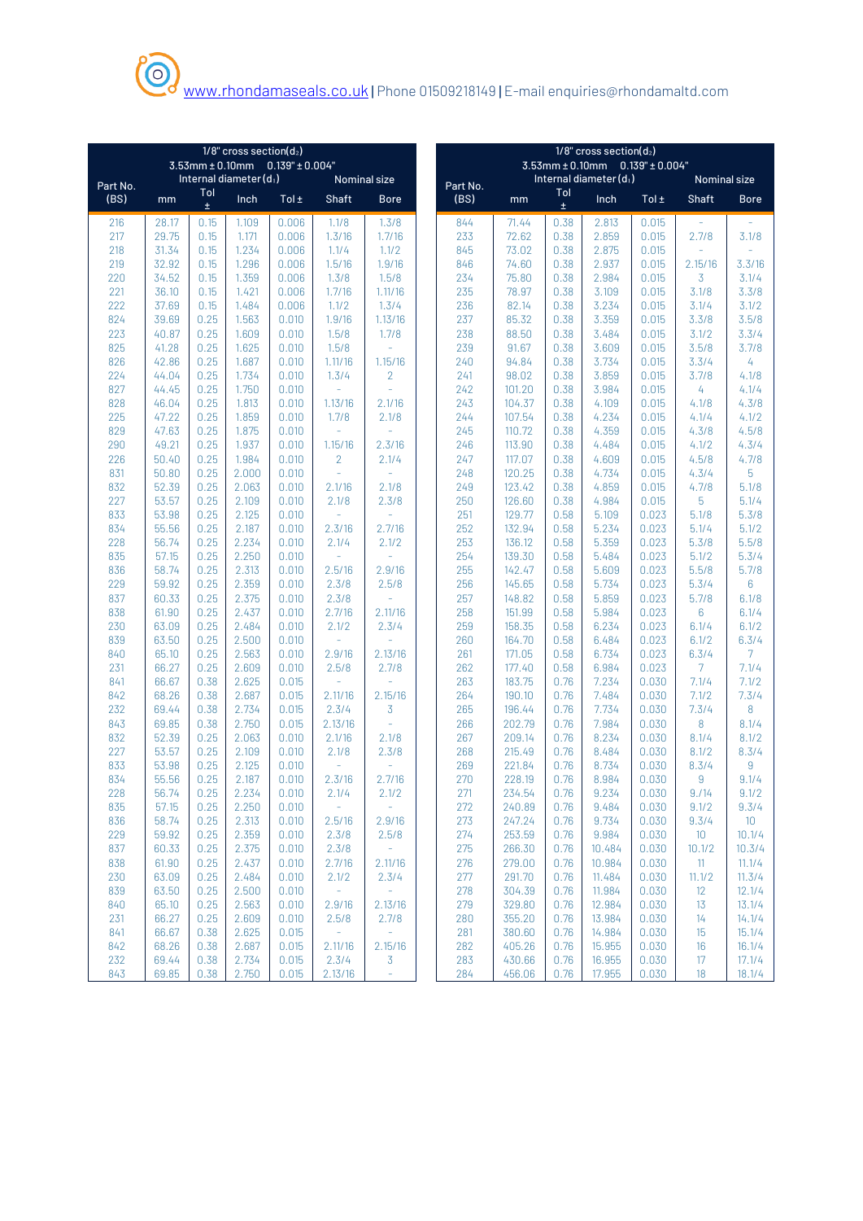www.rhondamaseals.co.uk | Phone 01509218149 | E-mail enquiries@rhondamaltd.com

| Part No. (BS) | 1/8" cross section($d_2$) 3.53mm ± 0.10mm 0.139" ± 0.004" Internal diameter ($d_1$) mm | Tol ± | Inch | Tol ± | Nominal size Shaft | Bore |
|---|---|---|---|---|---|---|
| 216 | 28.17 | 0.15 | 1.109 | 0.006 | 1.1/8 | 1.3/8 |
| 217 | 29.75 | 0.15 | 1.171 | 0.006 | 1.3/16 | 1.7/16 |
| 218 | 31.34 | 0.15 | 1.234 | 0.006 | 1.1/4 | 1.1/2 |
| 219 | 32.92 | 0.15 | 1.296 | 0.006 | 1.5/16 | 1.9/16 |
| 220 | 34.52 | 0.15 | 1.359 | 0.006 | 1.3/8 | 1.5/8 |
| 221 | 36.10 | 0.15 | 1.421 | 0.006 | 1.7/16 | 1.11/16 |
| 222 | 37.69 | 0.15 | 1.484 | 0.006 | 1.1/2 | 1.3/4 |
| 824 | 39.69 | 0.25 | 1.563 | 0.010 | 1.9/16 | 1.13/16 |
| 223 | 40.87 | 0.25 | 1.609 | 0.010 | 1.5/8 | 1.7/8 |
| 825 | 41.28 | 0.25 | 1.625 | 0.010 | 1.5/8 | - |
| 826 | 42.86 | 0.25 | 1.687 | 0.010 | 1.11/16 | 1.15/16 |
| 224 | 44.04 | 0.25 | 1.734 | 0.010 | 1.3/4 | 2 |
| 827 | 44.45 | 0.25 | 1.750 | 0.010 | - | - |
| 828 | 46.04 | 0.25 | 1.813 | 0.010 | 1.13/16 | 2.1/16 |
| 225 | 47.22 | 0.25 | 1.859 | 0.010 | 1.7/8 | 2.1/8 |
| 829 | 47.63 | 0.25 | 1.875 | 0.010 | - | - |
| 290 | 49.21 | 0.25 | 1.937 | 0.010 | 1.15/16 | 2.3/16 |
| 226 | 50.40 | 0.25 | 1.984 | 0.010 | 2 | 2.1/4 |
| 831 | 50.80 | 0.25 | 2.000 | 0.010 | - | - |
| 832 | 52.39 | 0.25 | 2.063 | 0.010 | 2.1/16 | 2.1/8 |
| 227 | 53.57 | 0.25 | 2.109 | 0.010 | 2.1/8 | 2.3/8 |
| 833 | 53.98 | 0.25 | 2.125 | 0.010 | - | - |
| 834 | 55.56 | 0.25 | 2.187 | 0.010 | 2.3/16 | 2.7/16 |
| 228 | 56.74 | 0.25 | 2.234 | 0.010 | 2.1/4 | 2.1/2 |
| 835 | 57.15 | 0.25 | 2.250 | 0.010 | - | - |
| 836 | 58.74 | 0.25 | 2.313 | 0.010 | 2.5/16 | 2.9/16 |
| 229 | 59.92 | 0.25 | 2.359 | 0.010 | 2.3/8 | 2.5/8 |
| 837 | 60.33 | 0.25 | 2.375 | 0.010 | 2.3/8 | - |
| 838 | 61.90 | 0.25 | 2.437 | 0.010 | 2.7/16 | 2.11/16 |
| 230 | 63.09 | 0.25 | 2.484 | 0.010 | 2.1/2 | 2.3/4 |
| 839 | 63.50 | 0.25 | 2.500 | 0.010 | - | - |
| 840 | 65.10 | 0.25 | 2.563 | 0.010 | 2.9/16 | 2.13/16 |
| 231 | 66.27 | 0.25 | 2.609 | 0.010 | 2.5/8 | 2.7/8 |
| 841 | 66.67 | 0.38 | 2.625 | 0.015 | - | - |
| 842 | 68.26 | 0.38 | 2.687 | 0.015 | 2.11/16 | 2.15/16 |
| 232 | 69.44 | 0.38 | 2.734 | 0.015 | 2.3/4 | 3 |
| 843 | 69.85 | 0.38 | 2.750 | 0.015 | 2.13/16 | - |
| 832 | 52.39 | 0.25 | 2.063 | 0.010 | 2.1/16 | 2.1/8 |
| 227 | 53.57 | 0.25 | 2.109 | 0.010 | 2.1/8 | 2.3/8 |
| 833 | 53.98 | 0.25 | 2.125 | 0.010 | - | - |
| 834 | 55.56 | 0.25 | 2.187 | 0.010 | 2.3/16 | 2.7/16 |
| 228 | 56.74 | 0.25 | 2.234 | 0.010 | 2.1/4 | 2.1/2 |
| 835 | 57.15 | 0.25 | 2.250 | 0.010 | - | - |
| 836 | 58.74 | 0.25 | 2.313 | 0.010 | 2.5/16 | 2.9/16 |
| 229 | 59.92 | 0.25 | 2.359 | 0.010 | 2.3/8 | 2.5/8 |
| 837 | 60.33 | 0.25 | 2.375 | 0.010 | 2.3/8 | - |
| 838 | 61.90 | 0.25 | 2.437 | 0.010 | 2.7/16 | 2.11/16 |
| 230 | 63.09 | 0.25 | 2.484 | 0.010 | 2.1/2 | 2.3/4 |
| 839 | 63.50 | 0.25 | 2.500 | 0.010 | - | - |
| 840 | 65.10 | 0.25 | 2.563 | 0.010 | 2.9/16 | 2.13/16 |
| 231 | 66.27 | 0.25 | 2.609 | 0.010 | 2.5/8 | 2.7/8 |
| 841 | 66.67 | 0.38 | 2.625 | 0.015 | - | - |
| 842 | 68.26 | 0.38 | 2.687 | 0.015 | 2.11/16 | 2.15/16 |
| 232 | 69.44 | 0.38 | 2.734 | 0.015 | 2.3/4 | 3 |
| 843 | 69.85 | 0.38 | 2.750 | 0.015 | 2.13/16 | - |

| Part No. (BS) | 1/8" cross section($d_2$) 3.53mm ± 0.10mm 0.139" ± 0.004" Internal diameter ($d_1$) mm | Tol ± | Inch | Tol ± | Nominal size Shaft | Bore |
|---|---|---|---|---|---|---|
| 844 | 71.44 | 0.38 | 2.813 | 0.015 | - | - |
| 233 | 72.62 | 0.38 | 2.859 | 0.015 | 2.7/8 | 3.1/8 |
| 845 | 73.02 | 0.38 | 2.875 | 0.015 | - | - |
| 846 | 74.60 | 0.38 | 2.937 | 0.015 | 2.15/16 | 3.3/16 |
| 234 | 75.80 | 0.38 | 2.984 | 0.015 | 3 | 3.1/4 |
| 235 | 78.97 | 0.38 | 3.109 | 0.015 | 3.1/8 | 3.3/8 |
| 236 | 82.14 | 0.38 | 3.234 | 0.015 | 3.1/4 | 3.1/2 |
| 237 | 85.32 | 0.38 | 3.359 | 0.015 | 3.3/8 | 3.5/8 |
| 238 | 88.50 | 0.38 | 3.484 | 0.015 | 3.1/2 | 3.3/4 |
| 239 | 91.67 | 0.38 | 3.609 | 0.015 | 3.5/8 | 3.7/8 |
| 240 | 94.84 | 0.38 | 3.734 | 0.015 | 3.3/4 | 4 |
| 241 | 98.02 | 0.38 | 3.859 | 0.015 | 3.7/8 | 4.1/8 |
| 242 | 101.20 | 0.38 | 3.984 | 0.015 | 4 | 4.1/4 |
| 243 | 104.37 | 0.38 | 4.109 | 0.015 | 4.1/8 | 4.3/8 |
| 244 | 107.54 | 0.38 | 4.234 | 0.015 | 4.1/4 | 4.1/2 |
| 245 | 110.72 | 0.38 | 4.359 | 0.015 | 4.3/8 | 4.5/8 |
| 246 | 113.90 | 0.38 | 4.484 | 0.015 | 4.1/2 | 4.3/4 |
| 247 | 117.07 | 0.38 | 4.609 | 0.015 | 4.5/8 | 4.7/8 |
| 248 | 120.25 | 0.38 | 4.734 | 0.015 | 4.3/4 | 5 |
| 249 | 123.42 | 0.38 | 4.859 | 0.015 | 4.7/8 | 5.1/8 |
| 250 | 126.60 | 0.38 | 4.984 | 0.015 | 5 | 5.1/4 |
| 251 | 129.77 | 0.58 | 5.109 | 0.023 | 5.1/8 | 5.3/8 |
| 252 | 132.94 | 0.58 | 5.234 | 0.023 | 5.1/4 | 5.1/2 |
| 253 | 136.12 | 0.58 | 5.359 | 0.023 | 5.3/8 | 5.5/8 |
| 254 | 139.30 | 0.58 | 5.484 | 0.023 | 5.1/2 | 5.3/4 |
| 255 | 142.47 | 0.58 | 5.609 | 0.023 | 5.5/8 | 5.7/8 |
| 256 | 145.65 | 0.58 | 5.734 | 0.023 | 5.3/4 | 6 |
| 257 | 148.82 | 0.58 | 5.859 | 0.023 | 5.7/8 | 6.1/8 |
| 258 | 151.99 | 0.58 | 5.984 | 0.023 | 6 | 6.1/4 |
| 259 | 158.35 | 0.58 | 6.234 | 0.023 | 6.1/4 | 6.1/2 |
| 260 | 164.70 | 0.58 | 6.484 | 0.023 | 6.1/2 | 6.3/4 |
| 261 | 171.05 | 0.58 | 6.734 | 0.023 | 6.3/4 | 7 |
| 262 | 177.40 | 0.58 | 6.984 | 0.023 | 7 | 7.1/4 |
| 263 | 183.75 | 0.76 | 7.234 | 0.030 | 7.1/4 | 7.1/2 |
| 264 | 190.10 | 0.76 | 7.484 | 0.030 | 7.1/2 | 7.3/4 |
| 265 | 196.44 | 0.76 | 7.734 | 0.030 | 7.3/4 | 8 |
| 266 | 202.79 | 0.76 | 7.984 | 0.030 | 8 | 8.1/4 |
| 267 | 209.14 | 0.76 | 8.234 | 0.030 | 8.1/4 | 8.1/2 |
| 268 | 215.49 | 0.76 | 8.484 | 0.030 | 8.1/2 | 8.3/4 |
| 269 | 221.84 | 0.76 | 8.734 | 0.030 | 8.3/4 | 9 |
| 270 | 228.19 | 0.76 | 8.984 | 0.030 | 9 | 9.1/4 |
| 271 | 234.54 | 0.76 | 9.234 | 0.030 | 9./14 | 9.1/2 |
| 272 | 240.89 | 0.76 | 9.484 | 0.030 | 9.1/2 | 9.3/4 |
| 273 | 247.24 | 0.76 | 9.734 | 0.030 | 9.3/4 | 10 |
| 274 | 253.59 | 0.76 | 9.984 | 0.030 | 10 | 10.1/4 |
| 275 | 266.30 | 0.76 | 10.484 | 0.030 | 10.1/2 | 10.3/4 |
| 276 | 279.00 | 0.76 | 10.984 | 0.030 | 11 | 11.1/4 |
| 277 | 291.70 | 0.76 | 11.484 | 0.030 | 11.1/2 | 11.3/4 |
| 278 | 304.39 | 0.76 | 11.984 | 0.030 | 12 | 12.1/4 |
| 279 | 329.80 | 0.76 | 12.984 | 0.030 | 13 | 13.1/4 |
| 280 | 355.20 | 0.76 | 13.984 | 0.030 | 14 | 14.1/4 |
| 281 | 380.60 | 0.76 | 14.984 | 0.030 | 15 | 15.1/4 |
| 282 | 405.26 | 0.76 | 15.955 | 0.030 | 16 | 16.1/4 |
| 283 | 430.66 | 0.76 | 16.955 | 0.030 | 17 | 17.1/4 |
| 284 | 456.06 | 0.76 | 17.955 | 0.030 | 18 | 18.1/4 |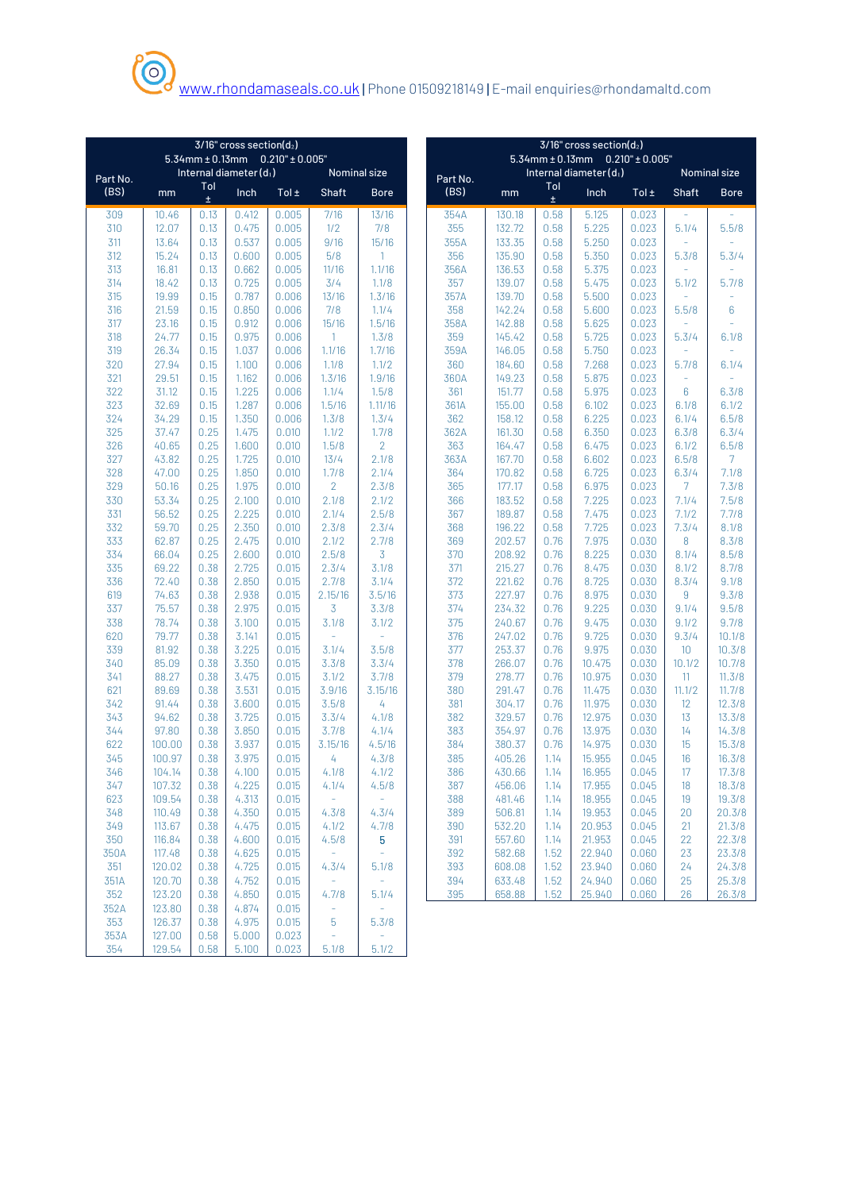[www.rhondamaseals.co.uk](http://www.rhondamaseals.co.uk) | Phone 01509218149 | E-mail enquiries@rhondamaltd.com

| Part No. (BS) | 3/16" cross section($d_2$) 5.34mm ± 0.13mm 0.210" ± 0.005" Internal diameter ($d_1$) | | | | Nominal size | |
|---|---|---|---|---|---|---|
| | mm | Tol ± | Inch | Tol ± | Shaft | Bore |
| 309 | 10.46 | 0.13 | 0.412 | 0.005 | 7/16 | 13/16 |
| 310 | 12.07 | 0.13 | 0.475 | 0.005 | 1/2 | 7/8 |
| 311 | 13.64 | 0.13 | 0.537 | 0.005 | 9/16 | 15/16 |
| 312 | 15.24 | 0.13 | 0.600 | 0.005 | 5/8 | 1 |
| 313 | 16.81 | 0.13 | 0.662 | 0.005 | 11/16 | 1.1/16 |
| 314 | 18.42 | 0.13 | 0.725 | 0.005 | 3/4 | 1.1/8 |
| 315 | 19.99 | 0.15 | 0.787 | 0.006 | 13/16 | 1.3/16 |
| 316 | 21.59 | 0.15 | 0.850 | 0.006 | 7/8 | 1.1/4 |
| 317 | 23.16 | 0.15 | 0.912 | 0.006 | 15/16 | 1.5/16 |
| 318 | 24.77 | 0.15 | 0.975 | 0.006 | 1 | 1.3/8 |
| 319 | 26.34 | 0.15 | 1.037 | 0.006 | 1.1/16 | 1.7/16 |
| 320 | 27.94 | 0.15 | 1.100 | 0.006 | 1.1/8 | 1.1/2 |
| 321 | 29.51 | 0.15 | 1.162 | 0.006 | 1.3/16 | 1.9/16 |
| 322 | 31.12 | 0.15 | 1.225 | 0.006 | 1.1/4 | 1.5/8 |
| 323 | 32.69 | 0.15 | 1.287 | 0.006 | 1.5/16 | 1.11/16 |
| 324 | 34.29 | 0.15 | 1.350 | 0.006 | 1.3/8 | 1.3/4 |
| 325 | 37.47 | 0.25 | 1.475 | 0.010 | 1.1/2 | 1.7/8 |
| 326 | 40.65 | 0.25 | 1.600 | 0.010 | 1.5/8 | 2 |
| 327 | 43.82 | 0.25 | 1.725 | 0.010 | 13/4 | 2.1/8 |
| 328 | 47.00 | 0.25 | 1.850 | 0.010 | 1.7/8 | 2.1/4 |
| 329 | 50.16 | 0.25 | 1.975 | 0.010 | 2 | 2.3/8 |
| 330 | 53.34 | 0.25 | 2.100 | 0.010 | 2.1/8 | 2.1/2 |
| 331 | 56.52 | 0.25 | 2.225 | 0.010 | 2.1/4 | 2.5/8 |
| 332 | 59.70 | 0.25 | 2.350 | 0.010 | 2.3/8 | 2.3/4 |
| 333 | 62.87 | 0.25 | 2.475 | 0.010 | 2.1/2 | 2.7/8 |
| 334 | 66.04 | 0.25 | 2.600 | 0.010 | 2.5/8 | 3 |
| 335 | 69.22 | 0.38 | 2.725 | 0.015 | 2.3/4 | 3.1/8 |
| 336 | 72.40 | 0.38 | 2.850 | 0.015 | 2.7/8 | 3.1/4 |
| 619 | 74.63 | 0.38 | 2.938 | 0.015 | 2.15/16 | 3.5/16 |
| 337 | 75.57 | 0.38 | 2.975 | 0.015 | 3 | 3.3/8 |
| 338 | 78.74 | 0.38 | 3.100 | 0.015 | 3.1/8 | 3.1/2 |
| 620 | 79.77 | 0.38 | 3.141 | 0.015 | - | - |
| 339 | 81.92 | 0.38 | 3.225 | 0.015 | 3.1/4 | 3.5/8 |
| 340 | 85.09 | 0.38 | 3.350 | 0.015 | 3.3/8 | 3.3/4 |
| 341 | 88.27 | 0.38 | 3.475 | 0.015 | 3.1/2 | 3.7/8 |
| 621 | 89.69 | 0.38 | 3.531 | 0.015 | 3.9/16 | 3.15/16 |
| 342 | 91.44 | 0.38 | 3.600 | 0.015 | 3.5/8 | 4 |
| 343 | 94.62 | 0.38 | 3.725 | 0.015 | 3.3/4 | 4.1/8 |
| 344 | 97.80 | 0.38 | 3.850 | 0.015 | 3.7/8 | 4.1/4 |
| 622 | 100.00 | 0.38 | 3.937 | 0.015 | 3.15/16 | 4.5/16 |
| 345 | 100.97 | 0.38 | 3.975 | 0.015 | 4 | 4.3/8 |
| 346 | 104.14 | 0.38 | 4.100 | 0.015 | 4.1/8 | 4.1/2 |
| 347 | 107.32 | 0.38 | 4.225 | 0.015 | 4.1/4 | 4.5/8 |
| 623 | 109.54 | 0.38 | 4.313 | 0.015 | - | - |
| 348 | 110.49 | 0.38 | 4.350 | 0.015 | 4.3/8 | 4.3/4 |
| 349 | 113.67 | 0.38 | 4.475 | 0.015 | 4.1/2 | 4.7/8 |
| 350 | 116.84 | 0.38 | 4.600 | 0.015 | 4.5/8 | 5 |
| 350A | 117.48 | 0.38 | 4.625 | 0.015 | - | - |
| 351 | 120.02 | 0.38 | 4.725 | 0.015 | 4.3/4 | 5.1/8 |
| 351A | 120.70 | 0.38 | 4.752 | 0.015 | - | - |
| 352 | 123.20 | 0.38 | 4.850 | 0.015 | 4.7/8 | 5.1/4 |
| 352A | 123.80 | 0.38 | 4.874 | 0.015 | - | - |
| 353 | 126.37 | 0.38 | 4.975 | 0.015 | 5 | 5.3/8 |
| 353A | 127.00 | 0.58 | 5.000 | 0.023 | - | - |
| 354 | 129.54 | 0.58 | 5.100 | 0.023 | 5.1/8 | 5.1/2 |
| 354A | 130.18 | 0.58 | 5.125 | 0.023 | - | - |
| 355 | 132.72 | 0.58 | 5.225 | 0.023 | 5.1/4 | 5.5/8 |
| 355A | 133.35 | 0.58 | 5.250 | 0.023 | - | - |
| 356 | 135.90 | 0.58 | 5.350 | 0.023 | 5.3/8 | 5.3/4 |
| 356A | 136.53 | 0.58 | 5.375 | 0.023 | - | - |
| 357 | 139.07 | 0.58 | 5.475 | 0.023 | 5.1/2 | 5.7/8 |
| 357A | 139.70 | 0.58 | 5.500 | 0.023 | - | - |
| 358 | 142.24 | 0.58 | 5.600 | 0.023 | 5.5/8 | 6 |
| 358A | 142.88 | 0.58 | 5.625 | 0.023 | - | - |
| 359 | 145.42 | 0.58 | 5.725 | 0.023 | 5.3/4 | 6.1/8 |
| 359A | 146.05 | 0.58 | 5.750 | 0.023 | - | - |
| 360 | 184.60 | 0.58 | 7.268 | 0.023 | 5.7/8 | 6.1/4 |
| 360A | 149.23 | 0.58 | 5.875 | 0.023 | - | - |
| 361 | 151.77 | 0.58 | 5.975 | 0.023 | 6 | 6.3/8 |
| 361A | 155.00 | 0.58 | 6.102 | 0.023 | 6.1/8 | 6.1/2 |
| 362 | 158.12 | 0.58 | 6.225 | 0.023 | 6.1/4 | 6.5/8 |
| 362A | 161.30 | 0.58 | 6.350 | 0.023 | 6.3/8 | 6.3/4 |
| 363 | 164.47 | 0.58 | 6.475 | 0.023 | 6.1/2 | 6.5/8 |
| 363A | 167.70 | 0.58 | 6.602 | 0.023 | 6.5/8 | 7 |
| 364 | 170.82 | 0.58 | 6.725 | 0.023 | 6.3/4 | 7.1/8 |
| 365 | 177.17 | 0.58 | 6.975 | 0.023 | 7 | 7.3/8 |
| 366 | 183.52 | 0.58 | 7.225 | 0.023 | 7.1/4 | 7.5/8 |
| 367 | 189.87 | 0.58 | 7.475 | 0.023 | 7.1/2 | 7.7/8 |
| 368 | 196.22 | 0.58 | 7.725 | 0.023 | 7.3/4 | 8.1/8 |
| 369 | 202.57 | 0.76 | 7.975 | 0.030 | 8 | 8.3/8 |
| 370 | 208.92 | 0.76 | 8.225 | 0.030 | 8.1/4 | 8.5/8 |
| 371 | 215.27 | 0.76 | 8.475 | 0.030 | 8.1/2 | 8.7/8 |
| 372 | 221.62 | 0.76 | 8.725 | 0.030 | 8.3/4 | 9.1/8 |
| 373 | 227.97 | 0.76 | 8.975 | 0.030 | 9 | 9.3/8 |
| 374 | 234.32 | 0.76 | 9.225 | 0.030 | 9.1/4 | 9.5/8 |
| 375 | 240.67 | 0.76 | 9.475 | 0.030 | 9.1/2 | 9.7/8 |
| 376 | 247.02 | 0.76 | 9.725 | 0.030 | 9.3/4 | 10.1/8 |
| 377 | 253.37 | 0.76 | 9.975 | 0.030 | 10 | 10.3/8 |
| 378 | 266.07 | 0.76 | 10.475 | 0.030 | 10.1/2 | 10.7/8 |
| 379 | 278.77 | 0.76 | 10.975 | 0.030 | 11 | 11.3/8 |
| 380 | 291.47 | 0.76 | 11.475 | 0.030 | 11.1/2 | 11.7/8 |
| 381 | 304.17 | 0.76 | 11.975 | 0.030 | 12 | 12.3/8 |
| 382 | 329.57 | 0.76 | 12.975 | 0.030 | 13 | 13.3/8 |
| 383 | 354.97 | 0.76 | 13.975 | 0.030 | 14 | 14.3/8 |
| 384 | 380.37 | 0.76 | 14.975 | 0.030 | 15 | 15.3/8 |
| 385 | 405.26 | 1.14 | 15.955 | 0.045 | 16 | 16.3/8 |
| 386 | 430.66 | 1.14 | 16.955 | 0.045 | 17 | 17.3/8 |
| 387 | 456.06 | 1.14 | 17.955 | 0.045 | 18 | 18.3/8 |
| 388 | 481.46 | 1.14 | 18.955 | 0.045 | 19 | 19.3/8 |
| 389 | 506.81 | 1.14 | 19.953 | 0.045 | 20 | 20.3/8 |
| 390 | 532.20 | 1.14 | 20.953 | 0.045 | 21 | 21.3/8 |
| 391 | 557.60 | 1.14 | 21.953 | 0.045 | 22 | 22.3/8 |
| 392 | 582.68 | 1.52 | 22.940 | 0.060 | 23 | 23.3/8 |
| 393 | 608.08 | 1.52 | 23.940 | 0.060 | 24 | 24.3/8 |
| 394 | 633.48 | 1.52 | 24.940 | 0.060 | 25 | 25.3/8 |
| 395 | 658.88 | 1.52 | 25.940 | 0.060 | 26 | 26.3/8 |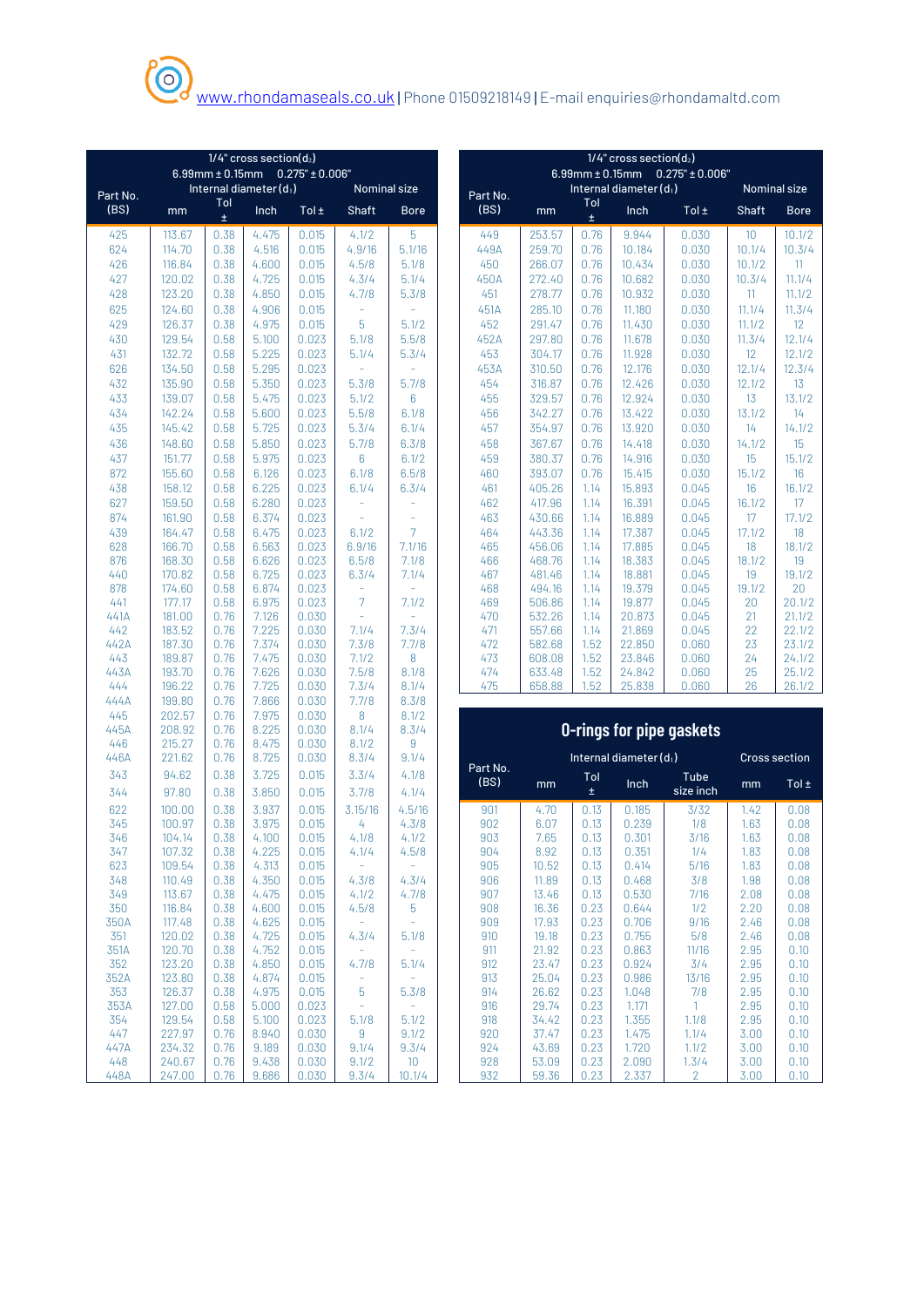| Part No. (BS) | 1/4" cross section($d_2$) 6.99mm ± 0.15mm 0.275" ± 0.006" Internal diameter ($d_1$) mm | Tol ± | Inch | Tol ± | Nominal size Shaft | Bore |
|---|---|---|---|---|---|---|
| 425 | 113.67 | 0.38 | 4.475 | 0.015 | 4.1/2 | 5 |
| 624 | 114.70 | 0.38 | 4.516 | 0.015 | 4.9/16 | 5.1/16 |
| 426 | 116.84 | 0.38 | 4.600 | 0.015 | 4.5/8 | 5.1/8 |
| 427 | 120.02 | 0.38 | 4.725 | 0.015 | 4.3/4 | 5.1/4 |
| 428 | 123.20 | 0.38 | 4.850 | 0.015 | 4.7/8 | 5.3/8 |
| 625 | 124.60 | 0.38 | 4.906 | 0.015 | - | - |
| 429 | 126.37 | 0.38 | 4.975 | 0.015 | 5 | 5.1/2 |
| 430 | 129.54 | 0.58 | 5.100 | 0.023 | 5.1/8 | 5.5/8 |
| 431 | 132.72 | 0.58 | 5.225 | 0.023 | 5.1/4 | 5.3/4 |
| 626 | 134.50 | 0.58 | 5.295 | 0.023 | - | - |
| 432 | 135.90 | 0.58 | 5.350 | 0.023 | 5.3/8 | 5.7/8 |
| 433 | 139.07 | 0.58 | 5.475 | 0.023 | 5.1/2 | 6 |
| 434 | 142.24 | 0.58 | 5.600 | 0.023 | 5.5/8 | 6.1/8 |
| 435 | 145.42 | 0.58 | 5.725 | 0.023 | 5.3/4 | 6.1/4 |
| 436 | 148.60 | 0.58 | 5.850 | 0.023 | 5.7/8 | 6.3/8 |
| 437 | 151.77 | 0.58 | 5.975 | 0.023 | 6 | 6.1/2 |
| 872 | 155.60 | 0.58 | 6.126 | 0.023 | 6.1/8 | 6.5/8 |
| 438 | 158.12 | 0.58 | 6.225 | 0.023 | 6.1/4 | 6.3/4 |
| 627 | 159.50 | 0.58 | 6.280 | 0.023 | - | - |
| 874 | 161.90 | 0.58 | 6.374 | 0.023 | - | - |
| 439 | 164.47 | 0.58 | 6.475 | 0.023 | 6.1/2 | 7 |
| 628 | 166.70 | 0.58 | 6.563 | 0.023 | 6.9/16 | 7.1/16 |
| 876 | 168.30 | 0.58 | 6.626 | 0.023 | 6.5/8 | 7.1/8 |
| 440 | 170.82 | 0.58 | 6.725 | 0.023 | 6.3/4 | 7.1/4 |
| 878 | 174.60 | 0.58 | 6.874 | 0.023 | - | - |
| 441 | 177.17 | 0.58 | 6.975 | 0.023 | 7 | 7.1/2 |
| 441A | 181.00 | 0.76 | 7.126 | 0.030 | - | - |
| 442 | 183.52 | 0.76 | 7.225 | 0.030 | 7.1/4 | 7.3/4 |
| 442A | 187.30 | 0.76 | 7.374 | 0.030 | 7.3/8 | 7.7/8 |
| 443 | 189.87 | 0.76 | 7.475 | 0.030 | 7.1/2 | 8 |
| 443A | 193.70 | 0.76 | 7.626 | 0.030 | 7.5/8 | 8.1/8 |
| 444 | 196.22 | 0.76 | 7.725 | 0.030 | 7.3/4 | 8.1/4 |
| 444A | 199.80 | 0.76 | 7.866 | 0.030 | 7.7/8 | 8.3/8 |
| 445 | 202.57 | 0.76 | 7.975 | 0.030 | 8 | 8.1/2 |
| 445A | 208.92 | 0.76 | 8.225 | 0.030 | 8.1/4 | 8.3/4 |
| 446 | 215.27 | 0.76 | 8.475 | 0.030 | 8.1/2 | 9 |
| 446A | 221.62 | 0.76 | 8.725 | 0.030 | 8.3/4 | 9.1/4 |
| 343 | 94.62 | 0.38 | 3.725 | 0.015 | 3.3/4 | 4.1/8 |
| 344 | 97.80 | 0.38 | 3.850 | 0.015 | 3.7/8 | 4.1/4 |
| 622 | 100.00 | 0.38 | 3.937 | 0.015 | 3.15/16 | 4.5/16 |
| 345 | 100.97 | 0.38 | 3.975 | 0.015 | 4 | 4.3/8 |
| 346 | 104.14 | 0.38 | 4.100 | 0.015 | 4.1/8 | 4.1/2 |
| 347 | 107.32 | 0.38 | 4.225 | 0.015 | 4.1/4 | 4.5/8 |
| 623 | 109.54 | 0.38 | 4.313 | 0.015 | - | - |
| 348 | 110.49 | 0.38 | 4.350 | 0.015 | 4.3/8 | 4.3/4 |
| 349 | 113.67 | 0.38 | 4.475 | 0.015 | 4.1/2 | 4.7/8 |
| 350 | 116.84 | 0.38 | 4.600 | 0.015 | 4.5/8 | 5 |
| 350A | 117.48 | 0.38 | 4.625 | 0.015 | - | - |
| 351 | 120.02 | 0.38 | 4.725 | 0.015 | 4.3/4 | 5.1/8 |
| 351A | 120.70 | 0.38 | 4.752 | 0.015 | - | - |
| 352 | 123.20 | 0.38 | 4.850 | 0.015 | 4.7/8 | 5.1/4 |
| 352A | 123.80 | 0.38 | 4.874 | 0.015 | - | - |
| 353 | 126.37 | 0.38 | 4.975 | 0.015 | 5 | 5.3/8 |
| 353A | 127.00 | 0.58 | 5.000 | 0.023 | - | - |
| 354 | 129.54 | 0.58 | 5.100 | 0.023 | 5.1/8 | 5.1/2 |
| 447 | 227.97 | 0.76 | 8.940 | 0.030 | 9 | 9.1/2 |
| 447A | 234.32 | 0.76 | 9.189 | 0.030 | 9.1/4 | 9.3/4 |
| 448 | 240.67 | 0.76 | 9.438 | 0.030 | 9.1/2 | 10 |
| 448A | 247.00 | 0.76 | 9.686 | 0.030 | 9.3/4 | 10.1/4 |

| Part No. (BS) | 1/4" cross section($d_2$) 6.99mm ± 0.15mm 0.275" ± 0.006" Internal diameter ($d_1$) mm | Tol ± | Inch | Tol ± | Nominal size Shaft | Bore |
|---|---|---|---|---|---|---|
| 449 | 253.57 | 0.76 | 9.944 | 0.030 | 10 | 10.1/2 |
| 449A | 259.70 | 0.76 | 10.184 | 0.030 | 10.1/4 | 10.3/4 |
| 450 | 266.07 | 0.76 | 10.434 | 0.030 | 10.1/2 | 11 |
| 450A | 272.40 | 0.76 | 10.682 | 0.030 | 10.3/4 | 11.1/4 |
| 451 | 278.77 | 0.76 | 10.932 | 0.030 | 11 | 11.1/2 |
| 451A | 285.10 | 0.76 | 11.180 | 0.030 | 11.1/4 | 11.3/4 |
| 452 | 291.47 | 0.76 | 11.430 | 0.030 | 11.1/2 | 12 |
| 452A | 297.80 | 0.76 | 11.678 | 0.030 | 11.3/4 | 12.1/4 |
| 453 | 304.17 | 0.76 | 11.928 | 0.030 | 12 | 12.1/2 |
| 453A | 310.50 | 0.76 | 12.176 | 0.030 | 12.1/4 | 12.3/4 |
| 454 | 316.87 | 0.76 | 12.426 | 0.030 | 12.1/2 | 13 |
| 455 | 329.57 | 0.76 | 12.924 | 0.030 | 13 | 13.1/2 |
| 456 | 342.27 | 0.76 | 13.422 | 0.030 | 13.1/2 | 14 |
| 457 | 354.97 | 0.76 | 13.920 | 0.030 | 14 | 14.1/2 |
| 458 | 367.67 | 0.76 | 14.418 | 0.030 | 14.1/2 | 15 |
| 459 | 380.37 | 0.76 | 14.916 | 0.030 | 15 | 15.1/2 |
| 460 | 393.07 | 0.76 | 15.415 | 0.030 | 15.1/2 | 16 |
| 461 | 405.26 | 1.14 | 15.893 | 0.045 | 16 | 16.1/2 |
| 462 | 417.96 | 1.14 | 16.391 | 0.045 | 16.1/2 | 17 |
| 463 | 430.66 | 1.14 | 16.889 | 0.045 | 17 | 17.1/2 |
| 464 | 443.36 | 1.14 | 17.387 | 0.045 | 17.1/2 | 18 |
| 465 | 456.06 | 1.14 | 17.885 | 0.045 | 18 | 18.1/2 |
| 466 | 468.76 | 1.14 | 18.383 | 0.045 | 18.1/2 | 19 |
| 467 | 481.46 | 1.14 | 18.881 | 0.045 | 19 | 19.1/2 |
| 468 | 494.16 | 1.14 | 19.379 | 0.045 | 19.1/2 | 20 |
| 469 | 506.86 | 1.14 | 19.877 | 0.045 | 20 | 20.1/2 |
| 470 | 532.26 | 1.14 | 20.873 | 0.045 | 21 | 21.1/2 |
| 471 | 557.66 | 1.14 | 21.869 | 0.045 | 22 | 22.1/2 |
| 472 | 582.68 | 1.52 | 22.850 | 0.060 | 23 | 23.1/2 |
| 473 | 608.08 | 1.52 | 23.846 | 0.060 | 24 | 24.1/2 |
| 474 | 633.48 | 1.52 | 24.842 | 0.060 | 25 | 25.1/2 |
| 475 | 658.88 | 1.52 | 25.838 | 0.060 | 26 | 26.1/2 |

## O-rings for pipe gaskets

| Part No. (BS) | Internal diameter ($d_1$) mm | Tol ± | Inch | Tube size inch | Cross section mm | Tol ± |
|---|---|---|---|---|---|---|
| 901 | 4.70 | 0.13 | 0.185 | 3/32 | 1.42 | 0.08 |
| 902 | 6.07 | 0.13 | 0.239 | 1/8 | 1.63 | 0.08 |
| 903 | 7.65 | 0.13 | 0.301 | 3/16 | 1.63 | 0.08 |
| 904 | 8.92 | 0.13 | 0.351 | 1/4 | 1.83 | 0.08 |
| 905 | 10.52 | 0.13 | 0.414 | 5/16 | 1.83 | 0.08 |
| 906 | 11.89 | 0.13 | 0.468 | 3/8 | 1.98 | 0.08 |
| 907 | 13.46 | 0.13 | 0.530 | 7/16 | 2.08 | 0.08 |
| 908 | 16.36 | 0.23 | 0.644 | 1/2 | 2.20 | 0.08 |
| 909 | 17.93 | 0.23 | 0.706 | 9/16 | 2.46 | 0.08 |
| 910 | 19.18 | 0.23 | 0.755 | 5/8 | 2.46 | 0.08 |
| 911 | 21.92 | 0.23 | 0.863 | 11/16 | 2.95 | 0.10 |
| 912 | 23.47 | 0.23 | 0.924 | 3/4 | 2.95 | 0.10 |
| 913 | 25.04 | 0.23 | 0.986 | 13/16 | 2.95 | 0.10 |
| 914 | 26.62 | 0.23 | 1.048 | 7/8 | 2.95 | 0.10 |
| 916 | 29.74 | 0.23 | 1.171 | 1 | 2.95 | 0.10 |
| 918 | 34.42 | 0.23 | 1.355 | 1.1/8 | 2.95 | 0.10 |
| 920 | 37.47 | 0.23 | 1.475 | 1.1/4 | 3.00 | 0.10 |
| 924 | 43.69 | 0.23 | 1.720 | 1.1/2 | 3.00 | 0.10 |
| 928 | 53.09 | 0.23 | 2.090 | 1.3/4 | 3.00 | 0.10 |
| 932 | 59.36 | 0.23 | 2.337 | 2 | 3.00 | 0.10 |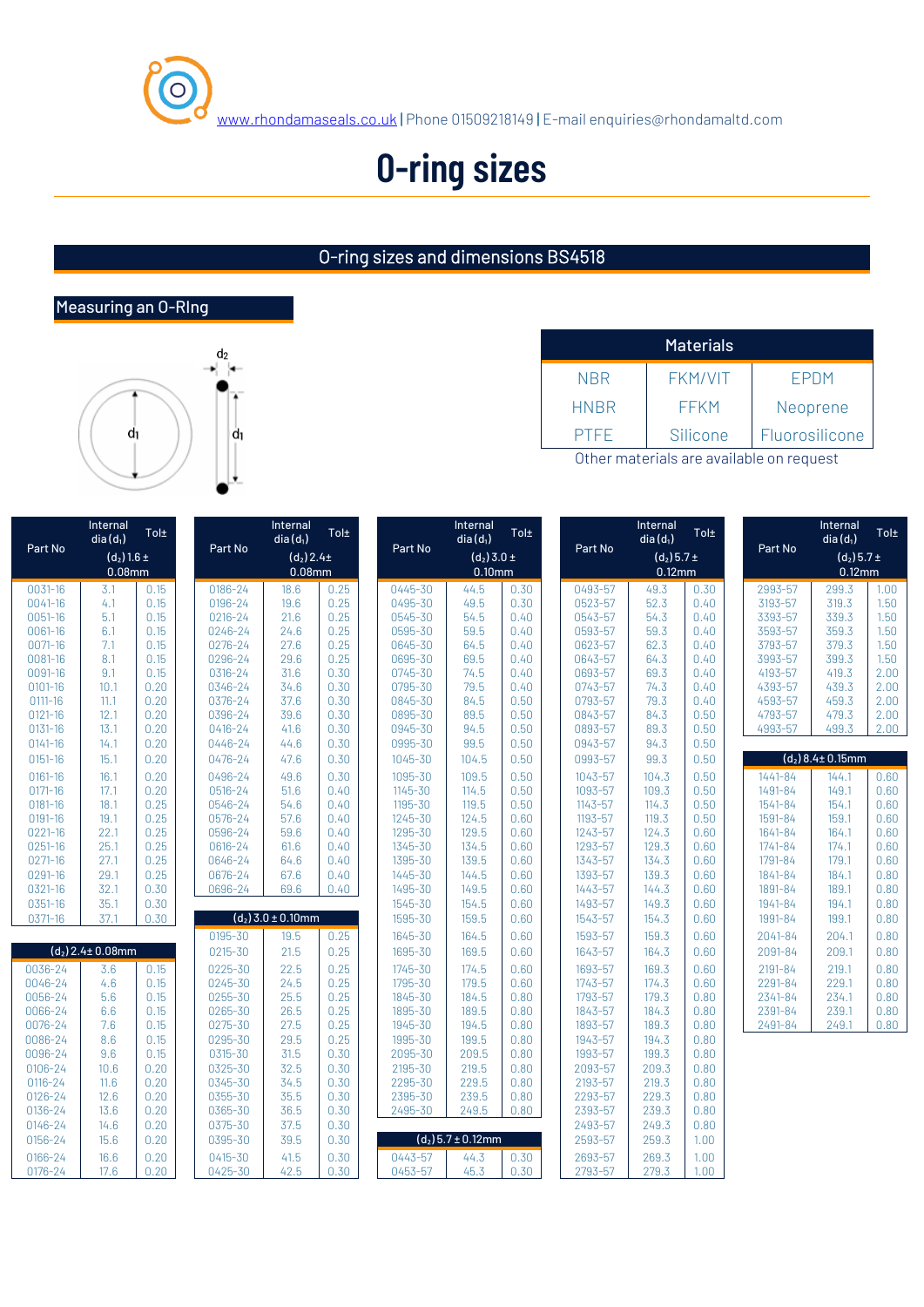www.rhondamaseals.co.uk | Phone 01509218149 | E-mail enquiries@rhondamaltd.com

# O-ring sizes

## O-ring sizes and dimensions BS4518

### Measuring an O-RIng

$d_2$

$d_1$

$d_1$

| Materials | | |
|---|---|---|
| NBR | FKM/VIT | EPDM |
| HNBR | FFKM | Neoprene |
| PTFE | Silicone | Fluorosilicone |

Other materials are available on request

| Part No | Internal dia ($d_1$) | Tol± |
|---|---|---|
| ($d_2$) 1.6 ± 0.08mm | | |
| 0031-16 | 3.1 | 0.15 |
| 0041-16 | 4.1 | 0.15 |
| 0051-16 | 5.1 | 0.15 |
| 0061-16 | 6.1 | 0.15 |
| 0071-16 | 7.1 | 0.15 |
| 0081-16 | 8.1 | 0.15 |
| 0091-16 | 9.1 | 0.15 |
| 0101-16 | 10.1 | 0.20 |
| 0111-16 | 11.1 | 0.20 |
| 0121-16 | 12.1 | 0.20 |
| 0131-16 | 13.1 | 0.20 |
| 0141-16 | 14.1 | 0.20 |
| 0151-16 | 15.1 | 0.20 |
| 0161-16 | 16.1 | 0.20 |
| 0171-16 | 17.1 | 0.20 |
| 0181-16 | 18.1 | 0.25 |
| 0191-16 | 19.1 | 0.25 |
| 0221-16 | 22.1 | 0.25 |
| 0251-16 | 25.1 | 0.25 |
| 0271-16 | 27.1 | 0.25 |
| 0291-16 | 29.1 | 0.25 |
| 0321-16 | 32.1 | 0.30 |
| 0351-16 | 35.1 | 0.30 |
| 0371-16 | 37.1 | 0.30 |
| ($d_2$) 2.4± 0.08mm | | |
| 0036-24 | 3.6 | 0.15 |
| 0046-24 | 4.6 | 0.15 |
| 0056-24 | 5.6 | 0.15 |
| 0066-24 | 6.6 | 0.15 |
| 0076-24 | 7.6 | 0.15 |
| 0086-24 | 8.6 | 0.15 |
| 0096-24 | 9.6 | 0.15 |
| 0106-24 | 10.6 | 0.20 |
| 0116-24 | 11.6 | 0.20 |
| 0126-24 | 12.6 | 0.20 |
| 0136-24 | 13.6 | 0.20 |
| 0146-24 | 14.6 | 0.20 |
| 0156-24 | 15.6 | 0.20 |
| 0166-24 | 16.6 | 0.20 |
| 0176-24 | 17.6 | 0.20 |

| Part No | Internal dia ($d_1$) | Tol± |
|---|---|---|
| ($d_2$) 2.4± 0.08mm | | |
| 0186-24 | 18.6 | 0.25 |
| 0196-24 | 19.6 | 0.25 |
| 0216-24 | 21.6 | 0.25 |
| 0246-24 | 24.6 | 0.25 |
| 0276-24 | 27.6 | 0.25 |
| 0296-24 | 29.6 | 0.25 |
| 0316-24 | 31.6 | 0.30 |
| 0346-24 | 34.6 | 0.30 |
| 0376-24 | 37.6 | 0.30 |
| 0396-24 | 39.6 | 0.30 |
| 0416-24 | 41.6 | 0.30 |
| 0446-24 | 44.6 | 0.30 |
| 0476-24 | 47.6 | 0.30 |
| 0496-24 | 49.6 | 0.30 |
| 0516-24 | 51.6 | 0.40 |
| 0546-24 | 54.6 | 0.40 |
| 0576-24 | 57.6 | 0.40 |
| 0596-24 | 59.6 | 0.40 |
| 0616-24 | 61.6 | 0.40 |
| 0646-24 | 64.6 | 0.40 |
| 0676-24 | 67.6 | 0.40 |
| 0696-24 | 69.6 | 0.40 |
| ($d_2$) 3.0 ± 0.10mm | | |
| 0195-30 | 19.5 | 0.25 |
| 0215-30 | 21.5 | 0.25 |
| 0225-30 | 22.5 | 0.25 |
| 0245-30 | 24.5 | 0.25 |
| 0255-30 | 25.5 | 0.25 |
| 0265-30 | 26.5 | 0.25 |
| 0275-30 | 27.5 | 0.25 |
| 0295-30 | 29.5 | 0.25 |
| 0315-30 | 31.5 | 0.30 |
| 0325-30 | 32.5 | 0.30 |
| 0345-30 | 34.5 | 0.30 |
| 0355-30 | 35.5 | 0.30 |
| 0365-30 | 36.5 | 0.30 |
| 0375-30 | 37.5 | 0.30 |
| 0395-30 | 39.5 | 0.30 |
| 0415-30 | 41.5 | 0.30 |
| 0425-30 | 42.5 | 0.30 |

| Part No | Internal dia ($d_1$) | Tol± |
|---|---|---|
| ($d_2$) 3.0 ± 0.10mm | | |
| 0445-30 | 44.5 | 0.30 |
| 0495-30 | 49.5 | 0.30 |
| 0545-30 | 54.5 | 0.40 |
| 0595-30 | 59.5 | 0.40 |
| 0645-30 | 64.5 | 0.40 |
| 0695-30 | 69.5 | 0.40 |
| 0745-30 | 74.5 | 0.40 |
| 0795-30 | 79.5 | 0.40 |
| 0845-30 | 84.5 | 0.50 |
| 0895-30 | 89.5 | 0.50 |
| 0945-30 | 94.5 | 0.50 |
| 0995-30 | 99.5 | 0.50 |
| 1045-30 | 104.5 | 0.50 |
| 1095-30 | 109.5 | 0.50 |
| 1145-30 | 114.5 | 0.50 |
| 1195-30 | 119.5 | 0.50 |
| 1245-30 | 124.5 | 0.60 |
| 1295-30 | 129.5 | 0.60 |
| 1345-30 | 134.5 | 0.60 |
| 1395-30 | 139.5 | 0.60 |
| 1445-30 | 144.5 | 0.60 |
| 1495-30 | 149.5 | 0.60 |
| 1545-30 | 154.5 | 0.60 |
| 1595-30 | 159.5 | 0.60 |
| 1645-30 | 164.5 | 0.60 |
| 1695-30 | 169.5 | 0.60 |
| 1745-30 | 174.5 | 0.60 |
| 1795-30 | 179.5 | 0.60 |
| 1845-30 | 184.5 | 0.80 |
| 1895-30 | 189.5 | 0.80 |
| 1945-30 | 194.5 | 0.80 |
| 1995-30 | 199.5 | 0.80 |
| 2095-30 | 209.5 | 0.80 |
| 2195-30 | 219.5 | 0.80 |
| 2295-30 | 229.5 | 0.80 |
| 2395-30 | 239.5 | 0.80 |
| 2495-30 | 249.5 | 0.80 |
| ($d_2$) 5.7 ± 0.12mm | | |
| 0443-57 | 44.3 | 0.30 |
| 0453-57 | 45.3 | 0.30 |

| Part No | Internal dia ($d_1$) | Tol± |
|---|---|---|
| ($d_2$) 5.7 ± 0.12mm | | |
| 0493-57 | 49.3 | 0.30 |
| 0523-57 | 52.3 | 0.40 |
| 0543-57 | 54.3 | 0.40 |
| 0593-57 | 59.3 | 0.40 |
| 0623-57 | 62.3 | 0.40 |
| 0643-57 | 64.3 | 0.40 |
| 0693-57 | 69.3 | 0.40 |
| 0743-57 | 74.3 | 0.40 |
| 0793-57 | 79.3 | 0.40 |
| 0843-57 | 84.3 | 0.50 |
| 0893-57 | 89.3 | 0.50 |
| 0943-57 | 94.3 | 0.50 |
| 0993-57 | 99.3 | 0.50 |
| 1043-57 | 104.3 | 0.50 |
| 1093-57 | 109.3 | 0.50 |
| 1143-57 | 114.3 | 0.50 |
| 1193-57 | 119.3 | 0.50 |
| 1243-57 | 124.3 | 0.60 |
| 1293-57 | 129.3 | 0.60 |
| 1343-57 | 134.3 | 0.60 |
| 1393-57 | 139.3 | 0.60 |
| 1443-57 | 144.3 | 0.60 |
| 1493-57 | 149.3 | 0.60 |
| 1543-57 | 154.3 | 0.60 |
| 1593-57 | 159.3 | 0.60 |
| 1643-57 | 164.3 | 0.60 |
| 1693-57 | 169.3 | 0.60 |
| 1743-57 | 174.3 | 0.60 |
| 1793-57 | 179.3 | 0.80 |
| 1843-57 | 184.3 | 0.80 |
| 1893-57 | 189.3 | 0.80 |
| 1943-57 | 194.3 | 0.80 |
| 1993-57 | 199.3 | 0.80 |
| 2093-57 | 209.3 | 0.80 |
| 2193-57 | 219.3 | 0.80 |
| 2293-57 | 229.3 | 0.80 |
| 2393-57 | 239.3 | 0.80 |
| 2493-57 | 249.3 | 0.80 |
| 2593-57 | 259.3 | 1.00 |
| 2693-57 | 269.3 | 1.00 |
| 2793-57 | 279.3 | 1.00 |

| Part No | Internal dia ($d_1$) | Tol± |
|---|---|---|
| ($d_2$) 5.7 ± 0.12mm | | |
| 2993-57 | 299.3 | 1.00 |
| 3193-57 | 319.3 | 1.50 |
| 3393-57 | 339.3 | 1.50 |
| 3593-57 | 359.3 | 1.50 |
| 3793-57 | 379.3 | 1.50 |
| 3993-57 | 399.3 | 1.50 |
| 4193-57 | 419.3 | 2.00 |
| 4393-57 | 439.3 | 2.00 |
| 4593-57 | 459.3 | 2.00 |
| 4793-57 | 479.3 | 2.00 |
| 4993-57 | 499.3 | 2.00 |
| ($d_2$) 8.4± 0.15mm | | |
| 1441-84 | 144.1 | 0.60 |
| 1491-84 | 149.1 | 0.60 |
| 1541-84 | 154.1 | 0.60 |
| 1591-84 | 159.1 | 0.60 |
| 1641-84 | 164.1 | 0.60 |
| 1741-84 | 174.1 | 0.60 |
| 1791-84 | 179.1 | 0.60 |
| 1841-84 | 184.1 | 0.80 |
| 1891-84 | 189.1 | 0.80 |
| 1941-84 | 194.1 | 0.80 |
| 1991-84 | 199.1 | 0.80 |
| 2041-84 | 204.1 | 0.80 |
| 2091-84 | 209.1 | 0.80 |
| 2191-84 | 219.1 | 0.80 |
| 2291-84 | 229.1 | 0.80 |
| 2341-84 | 234.1 | 0.80 |
| 2391-84 | 239.1 | 0.80 |
| 2491-84 | 249.1 | 0.80 |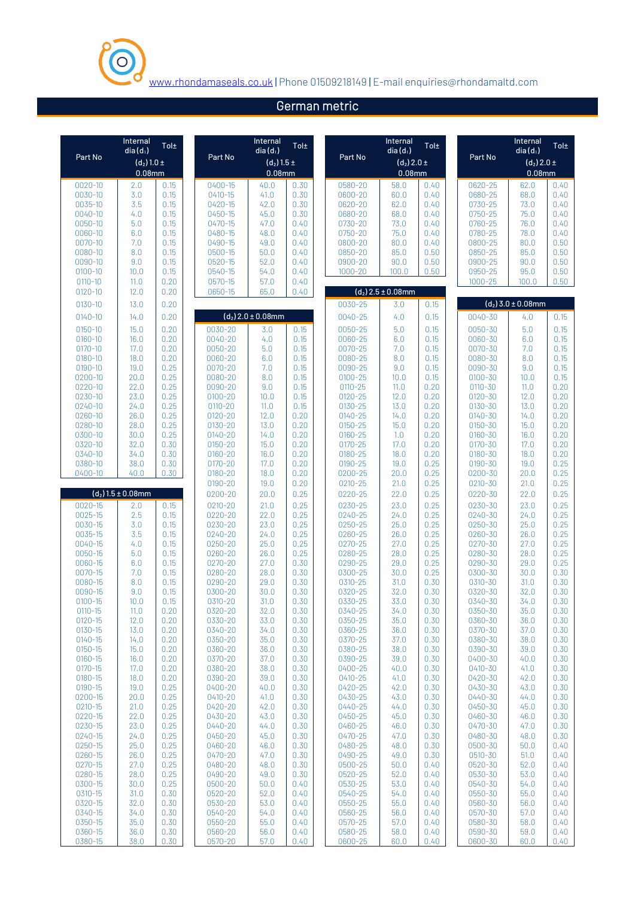www.rhondamaseals.co.uk | Phone 01509218149 | E-mail enquiries@rhondamaltd.com

# German metric

| Part No | Internal dia ($d_1$) ($d_2$) 1.0 ± 0.08mm | Tol± |
|---|---|---|
| 0020-10 | 2.0 | 0.15 |
| 0030-10 | 3.0 | 0.15 |
| 0035-10 | 3.5 | 0.15 |
| 0040-10 | 4.0 | 0.15 |
| 0050-10 | 5.0 | 0.15 |
| 0060-10 | 6.0 | 0.15 |
| 0070-10 | 7.0 | 0.15 |
| 0080-10 | 8.0 | 0.15 |
| 0090-10 | 9.0 | 0.15 |
| 0100-10 | 10.0 | 0.15 |
| 0110-10 | 11.0 | 0.20 |
| 0120-10 | 12.0 | 0.20 |
| 0130-10 | 13.0 | 0.20 |
| 0140-10 | 14.0 | 0.20 |
| 0150-10 | 15.0 | 0.20 |
| 0160-10 | 16.0 | 0.20 |
| 0170-10 | 17.0 | 0.20 |
| 0180-10 | 18.0 | 0.20 |
| 0190-10 | 19.0 | 0.25 |
| 0200-10 | 20.0 | 0.25 |
| 0220-10 | 22.0 | 0.25 |
| 0230-10 | 23.0 | 0.25 |
| 0240-10 | 24.0 | 0.25 |
| 0260-10 | 26.0 | 0.25 |
| 0280-10 | 28.0 | 0.25 |
| 0300-10 | 30.0 | 0.25 |
| 0320-10 | 32.0 | 0.30 |
| 0340-10 | 34.0 | 0.30 |
| 0380-10 | 38.0 | 0.30 |
| 0400-10 | 40.0 | 0.30 |

| Part No | ($d_2$) 1.5 ± 0.08mm | Tol± |
|---|---|---|
| 0020-15 | 2.0 | 0.15 |
| 0025-15 | 2.5 | 0.15 |
| 0030-15 | 3.0 | 0.15 |
| 0035-15 | 3.5 | 0.15 |
| 0040-15 | 4.0 | 0.15 |
| 0050-15 | 5.0 | 0.15 |
| 0060-15 | 6.0 | 0.15 |
| 0070-15 | 7.0 | 0.15 |
| 0080-15 | 8.0 | 0.15 |
| 0090-15 | 9.0 | 0.15 |
| 0100-15 | 10.0 | 0.15 |
| 0110-15 | 11.0 | 0.20 |
| 0120-15 | 12.0 | 0.20 |
| 0130-15 | 13.0 | 0.20 |
| 0140-15 | 14.0 | 0.20 |
| 0150-15 | 15.0 | 0.20 |
| 0160-15 | 16.0 | 0.20 |
| 0170-15 | 17.0 | 0.20 |
| 0180-15 | 18.0 | 0.20 |
| 0190-15 | 19.0 | 0.25 |
| 0200-15 | 20.0 | 0.25 |
| 0210-15 | 21.0 | 0.25 |
| 0220-15 | 22.0 | 0.25 |
| 0230-15 | 23.0 | 0.25 |
| 0240-15 | 24.0 | 0.25 |
| 0250-15 | 25.0 | 0.25 |
| 0260-15 | 26.0 | 0.25 |
| 0270-15 | 27.0 | 0.25 |
| 0280-15 | 28.0 | 0.25 |
| 0300-15 | 30.0 | 0.25 |
| 0310-15 | 31.0 | 0.30 |
| 0320-15 | 32.0 | 0.30 |
| 0340-15 | 34.0 | 0.30 |
| 0350-15 | 35.0 | 0.30 |
| 0360-15 | 36.0 | 0.30 |
| 0380-15 | 38.0 | 0.30 |

| Part No | Internal dia ($d_1$) ($d_2$) 1.5 ± 0.08mm | Tol± |
|---|---|---|
| 0400-15 | 40.0 | 0.30 |
| 0410-15 | 41.0 | 0.30 |
| 0420-15 | 42.0 | 0.30 |
| 0450-15 | 45.0 | 0.30 |
| 0470-15 | 47.0 | 0.40 |
| 0480-15 | 48.0 | 0.40 |
| 0490-15 | 49.0 | 0.40 |
| 0500-15 | 50.0 | 0.40 |
| 0520-15 | 52.0 | 0.40 |
| 0540-15 | 54.0 | 0.40 |
| 0570-15 | 57.0 | 0.40 |
| 0650-15 | 65.0 | 0.40 |

| Part No | ($d_2$) 2.0 ± 0.08mm | Tol± |
|---|---|---|
| 0030-20 | 3.0 | 0.15 |
| 0040-20 | 4.0 | 0.15 |
| 0050-20 | 5.0 | 0.15 |
| 0060-20 | 6.0 | 0.15 |
| 0070-20 | 7.0 | 0.15 |
| 0080-20 | 8.0 | 0.15 |
| 0090-20 | 9.0 | 0.15 |
| 0100-20 | 10.0 | 0.15 |
| 0110-20 | 11.0 | 0.15 |
| 0120-20 | 12.0 | 0.20 |
| 0130-20 | 13.0 | 0.20 |
| 0140-20 | 14.0 | 0.20 |
| 0150-20 | 15.0 | 0.20 |
| 0160-20 | 16.0 | 0.20 |
| 0170-20 | 17.0 | 0.20 |
| 0180-20 | 18.0 | 0.20 |
| 0190-20 | 19.0 | 0.20 |
| 0200-20 | 20.0 | 0.25 |
| 0210-20 | 21.0 | 0.25 |
| 0220-20 | 22.0 | 0.25 |
| 0230-20 | 23.0 | 0.25 |
| 0240-20 | 24.0 | 0.25 |
| 0250-20 | 25.0 | 0.25 |
| 0260-20 | 26.0 | 0.25 |
| 0270-20 | 27.0 | 0.30 |
| 0280-20 | 28.0 | 0.30 |
| 0290-20 | 29.0 | 0.30 |
| 0300-20 | 30.0 | 0.30 |
| 0310-20 | 31.0 | 0.30 |
| 0320-20 | 32.0 | 0.30 |
| 0330-20 | 33.0 | 0.30 |
| 0340-20 | 34.0 | 0.30 |
| 0350-20 | 35.0 | 0.30 |
| 0360-20 | 36.0 | 0.30 |
| 0370-20 | 37.0 | 0.30 |
| 0380-20 | 38.0 | 0.30 |
| 0390-20 | 39.0 | 0.30 |
| 0400-20 | 40.0 | 0.30 |
| 0410-20 | 41.0 | 0.30 |
| 0420-20 | 42.0 | 0.30 |
| 0430-20 | 43.0 | 0.30 |
| 0440-20 | 44.0 | 0.30 |
| 0450-20 | 45.0 | 0.30 |
| 0460-20 | 46.0 | 0.30 |
| 0470-20 | 47.0 | 0.30 |
| 0480-20 | 48.0 | 0.30 |
| 0490-20 | 49.0 | 0.30 |
| 0500-20 | 50.0 | 0.40 |
| 0520-20 | 52.0 | 0.40 |
| 0530-20 | 53.0 | 0.40 |
| 0540-20 | 54.0 | 0.40 |
| 0550-20 | 55.0 | 0.40 |
| 0560-20 | 56.0 | 0.40 |
| 0570-20 | 57.0 | 0.40 |

| Part No | Internal dia ($d_1$) ($d_2$) 2.0 ± 0.08mm | Tol± |
|---|---|---|
| 0580-20 | 58.0 | 0.40 |
| 0600-20 | 60.0 | 0.40 |
| 0620-20 | 62.0 | 0.40 |
| 0680-20 | 68.0 | 0.40 |
| 0730-20 | 73.0 | 0.40 |
| 0750-20 | 75.0 | 0.40 |
| 0800-20 | 80.0 | 0.40 |
| 0850-20 | 85.0 | 0.50 |
| 0900-20 | 90.0 | 0.50 |
| 1000-20 | 100.0 | 0.50 |

| Part No | ($d_2$) 2.5 ± 0.08mm | Tol± |
|---|---|---|
| 0030-25 | 3.0 | 0.15 |
| 0040-25 | 4.0 | 0.15 |
| 0050-25 | 5.0 | 0.15 |
| 0060-25 | 6.0 | 0.15 |
| 0070-25 | 7.0 | 0.15 |
| 0080-25 | 8.0 | 0.15 |
| 0090-25 | 9.0 | 0.15 |
| 0100-25 | 10.0 | 0.15 |
| 0110-25 | 11.0 | 0.20 |
| 0120-25 | 12.0 | 0.20 |
| 0130-25 | 13.0 | 0.20 |
| 0140-25 | 14.0 | 0.20 |
| 0150-25 | 15.0 | 0.20 |
| 0160-25 | 1.0 | 0.20 |
| 0170-25 | 17.0 | 0.20 |
| 0180-25 | 18.0 | 0.20 |
| 0190-25 | 19.0 | 0.25 |
| 0200-25 | 20.0 | 0.25 |
| 0210-25 | 21.0 | 0.25 |
| 0220-25 | 22.0 | 0.25 |
| 0230-25 | 23.0 | 0.25 |
| 0240-25 | 24.0 | 0.25 |
| 0250-25 | 25.0 | 0.25 |
| 0260-25 | 26.0 | 0.25 |
| 0270-25 | 27.0 | 0.25 |
| 0280-25 | 28.0 | 0.25 |
| 0290-25 | 29.0 | 0.25 |
| 0300-25 | 30.0 | 0.25 |
| 0310-25 | 31.0 | 0.30 |
| 0320-25 | 32.0 | 0.30 |
| 0330-25 | 33.0 | 0.30 |
| 0340-25 | 34.0 | 0.30 |
| 0350-25 | 35.0 | 0.30 |
| 0360-25 | 36.0 | 0.30 |
| 0370-25 | 37.0 | 0.30 |
| 0380-25 | 38.0 | 0.30 |
| 0390-25 | 39.0 | 0.30 |
| 0400-25 | 40.0 | 0.30 |
| 0410-25 | 41.0 | 0.30 |
| 0420-25 | 42.0 | 0.30 |
| 0430-25 | 43.0 | 0.30 |
| 0440-25 | 44.0 | 0.30 |
| 0450-25 | 45.0 | 0.30 |
| 0460-25 | 46.0 | 0.30 |
| 0470-25 | 47.0 | 0.30 |
| 0480-25 | 48.0 | 0.30 |
| 0490-25 | 49.0 | 0.30 |
| 0500-25 | 50.0 | 0.40 |
| 0520-25 | 52.0 | 0.40 |
| 0530-25 | 53.0 | 0.40 |
| 0540-25 | 54.0 | 0.40 |
| 0550-25 | 55.0 | 0.40 |
| 0560-25 | 56.0 | 0.40 |
| 0570-25 | 57.0 | 0.40 |
| 0580-25 | 58.0 | 0.40 |
| 0600-25 | 60.0 | 0.40 |

| Part No | Internal dia ($d_1$) ($d_2$) 2.0 ± 0.08mm | Tol± |
|---|---|---|
| 0620-25 | 62.0 | 0.40 |
| 0680-25 | 68.0 | 0.40 |
| 0730-25 | 73.0 | 0.40 |
| 0750-25 | 75.0 | 0.40 |
| 0760-25 | 76.0 | 0.40 |
| 0780-25 | 78.0 | 0.40 |
| 0800-25 | 80.0 | 0.50 |
| 0850-25 | 85.0 | 0.50 |
| 0900-25 | 90.0 | 0.50 |
| 0950-25 | 95.0 | 0.50 |
| 1000-25 | 100.0 | 0.50 |

| Part No | ($d_2$) 3.0 ± 0.08mm | Tol± |
|---|---|---|
| 0040-30 | 4.0 | 0.15 |
| 0050-30 | 5.0 | 0.15 |
| 0060-30 | 6.0 | 0.15 |
| 0070-30 | 7.0 | 0.15 |
| 0080-30 | 8.0 | 0.15 |
| 0090-30 | 9.0 | 0.15 |
| 0100-30 | 10.0 | 0.15 |
| 0110-30 | 11.0 | 0.20 |
| 0120-30 | 12.0 | 0.20 |
| 0130-30 | 13.0 | 0.20 |
| 0140-30 | 14.0 | 0.20 |
| 0150-30 | 15.0 | 0.20 |
| 0160-30 | 16.0 | 0.20 |
| 0170-30 | 17.0 | 0.20 |
| 0180-30 | 18.0 | 0.20 |
| 0190-30 | 19.0 | 0.25 |
| 0200-30 | 20.0 | 0.25 |
| 0210-30 | 21.0 | 0.25 |
| 0220-30 | 22.0 | 0.25 |
| 0230-30 | 23.0 | 0.25 |
| 0240-30 | 24.0 | 0.25 |
| 0250-30 | 25.0 | 0.25 |
| 0260-30 | 26.0 | 0.25 |
| 0270-30 | 27.0 | 0.25 |
| 0280-30 | 28.0 | 0.25 |
| 0290-30 | 29.0 | 0.25 |
| 0300-30 | 30.0 | 0.30 |
| 0310-30 | 31.0 | 0.30 |
| 0320-30 | 32.0 | 0.30 |
| 0340-30 | 34.0 | 0.30 |
| 0350-30 | 35.0 | 0.30 |
| 0360-30 | 36.0 | 0.30 |
| 0370-30 | 37.0 | 0.30 |
| 0380-30 | 38.0 | 0.30 |
| 0390-30 | 39.0 | 0.30 |
| 0400-30 | 40.0 | 0.30 |
| 0410-30 | 41.0 | 0.30 |
| 0420-30 | 42.0 | 0.30 |
| 0430-30 | 43.0 | 0.30 |
| 0440-30 | 44.0 | 0.30 |
| 0450-30 | 45.0 | 0.30 |
| 0460-30 | 46.0 | 0.30 |
| 0470-30 | 47.0 | 0.30 |
| 0480-30 | 48.0 | 0.30 |
| 0500-30 | 50.0 | 0.40 |
| 0510-30 | 51.0 | 0.40 |
| 0520-30 | 52.0 | 0.40 |
| 0530-30 | 53.0 | 0.40 |
| 0540-30 | 54.0 | 0.40 |
| 0550-30 | 55.0 | 0.40 |
| 0560-30 | 56.0 | 0.40 |
| 0570-30 | 57.0 | 0.40 |
| 0580-30 | 58.0 | 0.40 |
| 0590-30 | 59.0 | 0.40 |
| 0600-30 | 60.0 | 0.40 |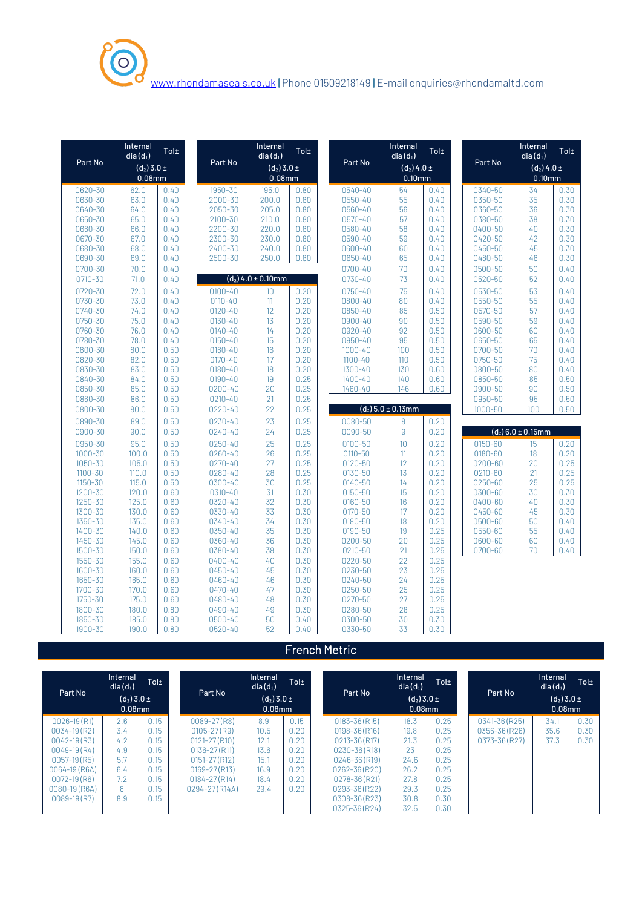www.rhondamaseals.co.uk | Phone 01509218149 | E-mail enquiries@rhondamaltd.com

| Part No | Internal dia ($d_1$) | Tol± |
|---|---|---|
| | ($d_2$) 3.0 ± 0.08mm | |
| 0620-30 | 62.0 | 0.40 |
| 0630-30 | 63.0 | 0.40 |
| 0640-30 | 64.0 | 0.40 |
| 0650-30 | 65.0 | 0.40 |
| 0660-30 | 66.0 | 0.40 |
| 0670-30 | 67.0 | 0.40 |
| 0680-30 | 68.0 | 0.40 |
| 0690-30 | 69.0 | 0.40 |
| 0700-30 | 70.0 | 0.40 |
| 0710-30 | 71.0 | 0.40 |
| 0720-30 | 72.0 | 0.40 |
| 0730-30 | 73.0 | 0.40 |
| 0740-30 | 74.0 | 0.40 |
| 0750-30 | 75.0 | 0.40 |
| 0760-30 | 76.0 | 0.40 |
| 0780-30 | 78.0 | 0.40 |
| 0800-30 | 80.0 | 0.50 |
| 0820-30 | 82.0 | 0.50 |
| 0830-30 | 83.0 | 0.50 |
| 0840-30 | 84.0 | 0.50 |
| 0850-30 | 85.0 | 0.50 |
| 0860-30 | 86.0 | 0.50 |
| 0800-30 | 80.0 | 0.50 |
| 0890-30 | 89.0 | 0.50 |
| 0900-30 | 90.0 | 0.50 |
| 0950-30 | 95.0 | 0.50 |
| 1000-30 | 100.0 | 0.50 |
| 1050-30 | 105.0 | 0.50 |
| 1100-30 | 110.0 | 0.50 |
| 1150-30 | 115.0 | 0.50 |
| 1200-30 | 120.0 | 0.60 |
| 1250-30 | 125.0 | 0.60 |
| 1300-30 | 130.0 | 0.60 |
| 1350-30 | 135.0 | 0.60 |
| 1400-30 | 140.0 | 0.60 |
| 1450-30 | 145.0 | 0.60 |
| 1500-30 | 150.0 | 0.60 |
| 1550-30 | 155.0 | 0.60 |
| 1600-30 | 160.0 | 0.60 |
| 1650-30 | 165.0 | 0.60 |
| 1700-30 | 170.0 | 0.60 |
| 1750-30 | 175.0 | 0.60 |
| 1800-30 | 180.0 | 0.80 |
| 1850-30 | 185.0 | 0.80 |
| 1900-30 | 190.0 | 0.80 |

| Part No | Internal dia ($d_1$) | Tol± |
|---|---|---|
| | ($d_2$) 3.0 ± 0.08mm | |
| 1950-30 | 195.0 | 0.80 |
| 2000-30 | 200.0 | 0.80 |
| 2050-30 | 205.0 | 0.80 |
| 2100-30 | 210.0 | 0.80 |
| 2200-30 | 220.0 | 0.80 |
| 2300-30 | 230.0 | 0.80 |
| 2400-30 | 240.0 | 0.80 |
| 2500-30 | 250.0 | 0.80 |
| | ($d_2$) 4.0 ± 0.10mm | |
| 0100-40 | 10 | 0.20 |
| 0110-40 | 11 | 0.20 |
| 0120-40 | 12 | 0.20 |
| 0130-40 | 13 | 0.20 |
| 0140-40 | 14 | 0.20 |
| 0150-40 | 15 | 0.20 |
| 0160-40 | 16 | 0.20 |
| 0170-40 | 17 | 0.20 |
| 0180-40 | 18 | 0.20 |
| 0190-40 | 19 | 0.25 |
| 0200-40 | 20 | 0.25 |
| 0210-40 | 21 | 0.25 |
| 0220-40 | 22 | 0.25 |
| 0230-40 | 23 | 0.25 |
| 0240-40 | 24 | 0.25 |
| 0250-40 | 25 | 0.25 |
| 0260-40 | 26 | 0.25 |
| 0270-40 | 27 | 0.25 |
| 0280-40 | 28 | 0.25 |
| 0300-40 | 30 | 0.25 |
| 0310-40 | 31 | 0.30 |
| 0320-40 | 32 | 0.30 |
| 0330-40 | 33 | 0.30 |
| 0340-40 | 34 | 0.30 |
| 0350-40 | 35 | 0.30 |
| 0360-40 | 36 | 0.30 |
| 0380-40 | 38 | 0.30 |
| 0400-40 | 40 | 0.30 |
| 0450-40 | 45 | 0.30 |
| 0460-40 | 46 | 0.30 |
| 0470-40 | 47 | 0.30 |
| 0480-40 | 48 | 0.30 |
| 0490-40 | 49 | 0.30 |
| 0500-40 | 50 | 0.40 |
| 0520-40 | 52 | 0.40 |

| Part No | Internal dia ($d_1$) | Tol± |
|---|---|---|
| | ($d_2$) 4.0 ± 0.10mm | |
| 0540-40 | 54 | 0.40 |
| 0550-40 | 55 | 0.40 |
| 0560-40 | 56 | 0.40 |
| 0570-40 | 57 | 0.40 |
| 0580-40 | 58 | 0.40 |
| 0590-40 | 59 | 0.40 |
| 0600-40 | 60 | 0.40 |
| 0650-40 | 65 | 0.40 |
| 0700-40 | 70 | 0.40 |
| 0730-40 | 73 | 0.40 |
| 0750-40 | 75 | 0.40 |
| 0800-40 | 80 | 0.40 |
| 0850-40 | 85 | 0.50 |
| 0900-40 | 90 | 0.50 |
| 0920-40 | 92 | 0.50 |
| 0950-40 | 95 | 0.50 |
| 1000-40 | 100 | 0.50 |
| 1100-40 | 110 | 0.50 |
| 1300-40 | 130 | 0.60 |
| 1400-40 | 140 | 0.60 |
| 1460-40 | 146 | 0.60 |
| | ($d_2$) 5.0 ± 0.13mm | |
| 0080-50 | 8 | 0.20 |
| 0090-50 | 9 | 0.20 |
| 0100-50 | 10 | 0.20 |
| 0110-50 | 11 | 0.20 |
| 0120-50 | 12 | 0.20 |
| 0130-50 | 13 | 0.20 |
| 0140-50 | 14 | 0.20 |
| 0150-50 | 15 | 0.20 |
| 0160-50 | 16 | 0.20 |
| 0170-50 | 17 | 0.20 |
| 0180-50 | 18 | 0.20 |
| 0190-50 | 19 | 0.25 |
| 0200-50 | 20 | 0.25 |
| 0210-50 | 21 | 0.25 |
| 0220-50 | 22 | 0.25 |
| 0230-50 | 23 | 0.25 |
| 0240-50 | 24 | 0.25 |
| 0250-50 | 25 | 0.25 |
| 0270-50 | 27 | 0.25 |
| 0280-50 | 28 | 0.25 |
| 0300-50 | 30 | 0.30 |
| 0330-50 | 33 | 0.30 |

| Part No | Internal dia ($d_1$) | Tol± |
|---|---|---|
| | ($d_2$) 4.0 ± 0.10mm | |
| 0340-50 | 34 | 0.30 |
| 0350-50 | 35 | 0.30 |
| 0360-50 | 36 | 0.30 |
| 0380-50 | 38 | 0.30 |
| 0400-50 | 40 | 0.30 |
| 0420-50 | 42 | 0.30 |
| 0450-50 | 45 | 0.30 |
| 0480-50 | 48 | 0.30 |
| 0500-50 | 50 | 0.40 |
| 0520-50 | 52 | 0.40 |
| 0530-50 | 53 | 0.40 |
| 0550-50 | 55 | 0.40 |
| 0570-50 | 57 | 0.40 |
| 0590-50 | 59 | 0.40 |
| 0600-50 | 60 | 0.40 |
| 0650-50 | 65 | 0.40 |
| 0700-50 | 70 | 0.40 |
| 0750-50 | 75 | 0.40 |
| 0800-50 | 80 | 0.40 |
| 0850-50 | 85 | 0.50 |
| 0900-50 | 90 | 0.50 |
| 0950-50 | 95 | 0.50 |
| 1000-50 | 100 | 0.50 |
| | ($d_2$) 6.0 ± 0.15mm | |
| 0150-60 | 15 | 0.20 |
| 0180-60 | 18 | 0.20 |
| 0200-60 | 20 | 0.25 |
| 0210-60 | 21 | 0.25 |
| 0250-60 | 25 | 0.25 |
| 0300-60 | 30 | 0.30 |
| 0400-60 | 40 | 0.30 |
| 0450-60 | 45 | 0.30 |
| 0500-60 | 50 | 0.40 |
| 0550-60 | 55 | 0.40 |
| 0600-60 | 60 | 0.40 |
| 0700-60 | 70 | 0.40 |

## French Metric

| Part No | Internal dia ($d_1$) | Tol± |
|---|---|---|
| | ($d_2$) 3.0 ± 0.08mm | |
| 0026-19 (R1) | 2.6 | 0.15 |
| 0034-19 (R2) | 3.4 | 0.15 |
| 0042-19 (R3) | 4.2 | 0.15 |
| 0049-19 (R4) | 4.9 | 0.15 |
| 0057-19 (R5) | 5.7 | 0.15 |
| 0064-19 (R6A) | 6.4 | 0.15 |
| 0072-19 (R6) | 7.2 | 0.15 |
| 0080-19 (R6A) | 8 | 0.15 |
| 0089-19 (R7) | 8.9 | 0.15 |

| Part No | Internal dia ($d_1$) | Tol± |
|---|---|---|
| | ($d_2$) 3.0 ± 0.08mm | |
| 0089-27 (R8) | 8.9 | 0.15 |
| 0105-27 (R9) | 10.5 | 0.20 |
| 0121-27 (R10) | 12.1 | 0.20 |
| 0136-27 (R11) | 13.6 | 0.20 |
| 0151-27 (R12) | 15.1 | 0.20 |
| 0169-27 (R13) | 16.9 | 0.20 |
| 0184-27 (R14) | 18.4 | 0.20 |
| 0294-27 (R14A) | 29.4 | 0.20 |

| Part No | Internal dia ($d_1$) | Tol± |
|---|---|---|
| | ($d_2$) 3.0 ± 0.08mm | |
| 0183-36 (R15) | 18.3 | 0.25 |
| 0198-36 (R16) | 19.8 | 0.25 |
| 0213-36 (R17) | 21.3 | 0.25 |
| 0230-36 (R18) | 23 | 0.25 |
| 0246-36 (R19) | 24.6 | 0.25 |
| 0262-36 (R20) | 26.2 | 0.25 |
| 0278-36 (R21) | 27.8 | 0.25 |
| 0293-36 (R22) | 29.3 | 0.25 |
| 0308-36 (R23) | 30.8 | 0.30 |
| 0325-36 (R24) | 32.5 | 0.30 |

| Part No | Internal dia ($d_1$) | Tol± |
|---|---|---|
| | ($d_2$) 3.0 ± 0.08mm | |
| 0341-36 (R25) | 34.1 | 0.30 |
| 0356-36 (R26) | 35.6 | 0.30 |
| 0373-36 (R27) | 37.3 | 0.30 |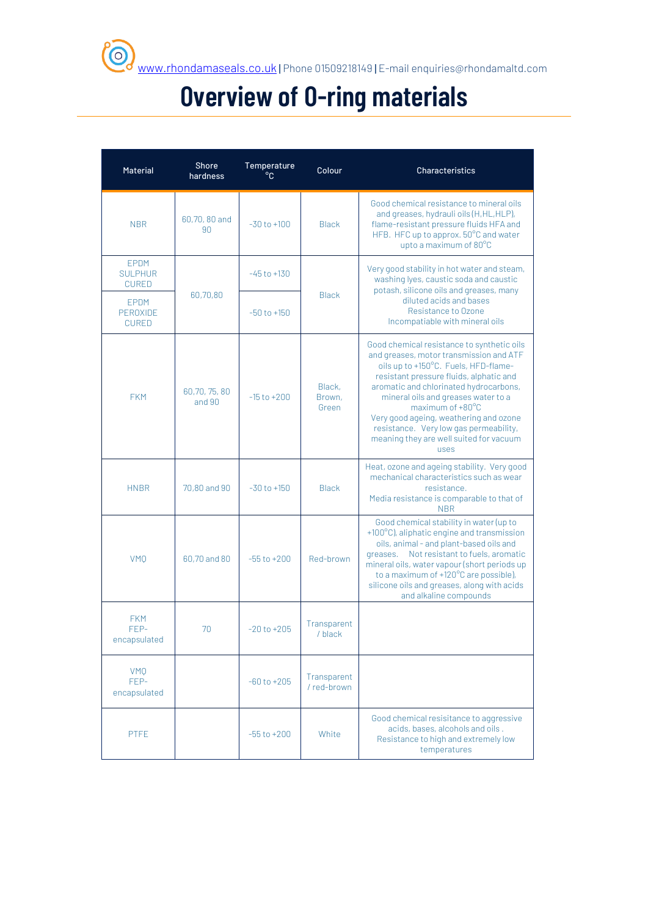# Overview of O-ring materials

| Material | Shore hardness | Temperature °C | Colour | Characteristics |
|---|---|---|---|---|
| NBR | 60,70, 80 and 90 | -30 to +100 | Black | Good chemical resistance to mineral oils and greases, hydrauli oils (H,HL,HLP), flame-resistant pressure fluids HFA and HFB. HFC up to approx. 50°C and water upto a maximum of 80°C |
| EPDM SULPHUR CURED | 60,70,80 | -45 to +130 | Black | Very good stability in hot water and steam, washing lyes, caustic soda and caustic potash, silicone oils and greases, many diluted acids and bases Resistance to Ozone Incompatiable with mineral oils |
| EPDM PEROXIDE CURED | | -50 to +150 | | |
| FKM | 60,70, 75, 80 and 90 | -15 to +200 | Black, Brown, Green | Good chemical resistance to synthetic oils and greases, motor transmission and ATF oils up to +150°C. Fuels, HFD-flame-resistant pressure fluids, alphatic and aromatic and chlorinated hydrocarbons, mineral oils and greases water to a maximum of +80°C Very good ageing, weathering and ozone resistance. Very low gas permeability, meaning they are well suited for vacuum uses |
| HNBR | 70,80 and 90 | -30 to +150 | Black | Heat, ozone and ageing stability. Very good mechanical characteristics such as wear resistance. Media resistance is comparable to that of NBR |
| VMQ | 60,70 and 80 | -55 to +200 | Red-brown | Good chemical stability in water (up to +100°C), aliphatic engine and transmission oils, animal - and plant-based oils and greases. Not resistant to fuels, aromatic mineral oils, water vapour (short periods up to a maximum of +120°C are possible), silicone oils and greases, along with acids and alkaline compounds |
| FKM FEP-encapsulated | 70 | -20 to +205 | Transparent / black | |
| VMQ FEP-encapsulated | | -60 to +205 | Transparent / red-brown | |
| PTFE | | -55 to +200 | White | Good chemical resisitance to aggressive acids, bases, alcohols and oils . Resistance to high and extremely low temperatures |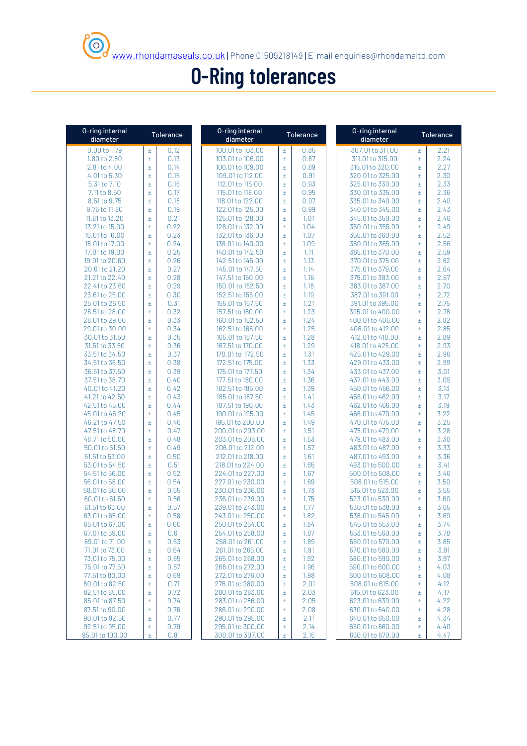# O-Ring tolerances

| O-ring internal diameter | Tolerance |
|---|---|
| 0.00 to 1.79 | ± 0.12 |
| 1.80 to 2.80 | ± 0.13 |
| 2.81 to 4.00 | ± 0.14 |
| 4.01 to 5.30 | ± 0.15 |
| 5.31 to 7.10 | ± 0.16 |
| 7.11 to 8.50 | ± 0.17 |
| 8.51 to 9.75 | ± 0.18 |
| 9.76 to 11.80 | ± 0.19 |
| 11.81 to 13.20 | ± 0.21 |
| 13.21 to 15.00 | ± 0.22 |
| 15.01 to 16.00 | ± 0.23 |
| 16.01 to 17.00 | ± 0.24 |
| 17.01 to 19.00 | ± 0.25 |
| 19.01 to 20.60 | ± 0.26 |
| 20.61 to 21.20 | ± 0.27 |
| 21.21 to 22.40 | ± 0.28 |
| 22.41 to 23.60 | ± 0.29 |
| 23.61 to 25.00 | ± 0.30 |
| 25.01 to 26.50 | ± 0.31 |
| 26.51 to 28.00 | ± 0.32 |
| 28.01 to 29.00 | ± 0.33 |
| 29.01 to 30.00 | ± 0.34 |
| 30.01 to 31.50 | ± 0.35 |
| 31.51 to 33.50 | ± 0.36 |
| 33.51 to 34.50 | ± 0.37 |
| 34.51 to 36.50 | ± 0.38 |
| 36.51 to 37.50 | ± 0.39 |
| 37.51 to 38.70 | ± 0.40 |
| 40.01 to 41.20 | ± 0.42 |
| 41.21 to 42.50 | ± 0.43 |
| 42.51 to 45.00 | ± 0.44 |
| 45.01 to 46.20 | ± 0.45 |
| 46.21 to 47.50 | ± 0.46 |
| 47.51 to 48.70 | ± 0.47 |
| 48.71 to 50.00 | ± 0.48 |
| 50.01 to 51.50 | ± 0.49 |
| 51.51 to 53.00 | ± 0.50 |
| 53.01 to 54.50 | ± 0.51 |
| 54.51 to 56.00 | ± 0.52 |
| 56.01 to 58.00 | ± 0.54 |
| 58.01 to 60.00 | ± 0.55 |
| 60.01 to 61.50 | ± 0.56 |
| 61.51 to 63.00 | ± 0.57 |
| 63.01 to 65.00 | ± 0.58 |
| 65.01 to 67.00 | ± 0.60 |
| 67.01 to 69.00 | ± 0.61 |
| 69.01 to 71.00 | ± 0.63 |
| 71.01 to 73.00 | ± 0.64 |
| 73.01 to 75.00 | ± 0.65 |
| 75.01 to 77.50 | ± 0.67 |
| 77.51 to 80.00 | ± 0.69 |
| 80.01 to 82.50 | ± 0.71 |
| 82.51 to 85.00 | ± 0.72 |
| 85.01 to 87.50 | ± 0.74 |
| 87.51 to 90.00 | ± 0.76 |
| 90.01 to 92.50 | ± 0.77 |
| 92.51 to 95.00 | ± 0.79 |
| 95.01 to 100.00 | ± 0.81 |

| O-ring internal diameter | Tolerance |
|---|---|
| 100.01 to 103.00 | ± 0.85 |
| 103.01 to 106.00 | ± 0.87 |
| 106.01 to 109.00 | ± 0.89 |
| 109.01 to 112.00 | ± 0.91 |
| 112.01 to 115.00 | ± 0.93 |
| 115.01 to 118.00 | ± 0.95 |
| 118.01 to 122.00 | ± 0.97 |
| 122.01 to 125.00 | ± 0.99 |
| 125.01 to 128.00 | ± 1.01 |
| 128.01 to 132.00 | ± 1.04 |
| 132.01 to 136.00 | ± 1.07 |
| 136.01 to 140.00 | ± 1.09 |
| 140.01 to 142.50 | ± 1.11 |
| 142.51 to 145.00 | ± 1.13 |
| 145.01 to 147.50 | ± 1.14 |
| 147.51 to 150.00 | ± 1.16 |
| 150.01 to 152.50 | ± 1.18 |
| 152.51 to 155.00 | ± 1.19 |
| 155.01 to 157.50 | ± 1.21 |
| 157.51 to 160.00 | ± 1.23 |
| 160.01 to 162.50 | ± 1.24 |
| 162.51 to 165.00 | ± 1.25 |
| 165.01 to 167.50 | ± 1.28 |
| 167.51 to 170.00 | ± 1.29 |
| 170.01 to 172.50 | ± 1.31 |
| 172.51 to 175.00 | ± 1.33 |
| 175.01 to 177.50 | ± 1.34 |
| 177.51 to 180.00 | ± 1.36 |
| 182.51 to 185.00 | ± 1.39 |
| 185.01 to 187.50 | ± 1.41 |
| 187.51 to 190.00 | ± 1.43 |
| 190.01 to 195.00 | ± 1.45 |
| 195.01 to 200.00 | ± 1.49 |
| 200.01 to 203.00 | ± 1.51 |
| 203.01 to 206.00 | ± 1.53 |
| 206.01 to 212.00 | ± 1.57 |
| 212.01 to 218.00 | ± 1.61 |
| 218.01 to 224.00 | ± 1.65 |
| 224.01 to 227.00 | ± 1.67 |
| 227.01 to 230.00 | ± 1.69 |
| 230.01 to 236.00 | ± 1.73 |
| 236.01 to 239.00 | ± 1.75 |
| 239.01 to 243.00 | ± 1.77 |
| 243.01 to 250.00 | ± 1.82 |
| 250.01 to 254.00 | ± 1.84 |
| 254.01 to 258.00 | ± 1.87 |
| 258.01 to 261.00 | ± 1.89 |
| 261.01 to 265.00 | ± 1.91 |
| 265.01 to 268.00 | ± 1.92 |
| 268.01 to 272.00 | ± 1.96 |
| 272.01 to 276.00 | ± 1.98 |
| 276.01 to 280.00 | ± 2.01 |
| 280.01 to 283.00 | ± 2.03 |
| 283.01 to 286.00 | ± 2.05 |
| 286.01 to 290.00 | ± 2.08 |
| 290.01 to 295.00 | ± 2.11 |
| 295.01 to 300.00 | ± 2.14 |
| 300.01 to 307.00 | ± 2.16 |

| O-ring internal diameter | Tolerance |
|---|---|
| 307.01 to 311.00 | ± 2.21 |
| 311.01 to 315.00 | ± 2.24 |
| 315.01 to 320.00 | ± 2.27 |
| 320.01 to 325.00 | ± 2.30 |
| 325.01 to 330.00 | ± 2.33 |
| 330.01 to 335.00 | ± 2.36 |
| 335.01 to 340.00 | ± 2.40 |
| 340.01 to 345.00 | ± 2.43 |
| 345.01 to 350.00 | ± 2.46 |
| 350.01 to 355.00 | ± 2.49 |
| 355.01 to 360.00 | ± 2.52 |
| 360.01 to 365.00 | ± 2.56 |
| 365.01 to 370.00 | ± 2.59 |
| 370.01 to 375.00 | ± 2.62 |
| 375.01 to 379.00 | ± 2.64 |
| 379.01 to 383.00 | ± 2.67 |
| 383.01 to 387.00 | ± 2.70 |
| 387.01 to 391.00 | ± 2.72 |
| 391.01 to 395.00 | ± 2.75 |
| 395.01 to 400.00 | ± 2.78 |
| 400.01 to 406.00 | ± 2.82 |
| 406.01 to 412.00 | ± 2.85 |
| 412.01 to 418.00 | ± 2.89 |
| 418.01 to 425.00 | ± 2.93 |
| 425.01 to 429.00 | ± 2.96 |
| 429.01 to 433.00 | ± 2.99 |
| 433.01 to 437.00 | ± 3.01 |
| 437.01 to 443.00 | ± 3.05 |
| 450.01 to 456.00 | ± 3.13 |
| 456.01 to 462.00 | ± 3.17 |
| 462.01 to 466.00 | ± 3.19 |
| 466.01 to 470.00 | ± 3.22 |
| 470.01 to 475.00 | ± 3.25 |
| 475.01 to 479.00 | ± 3.28 |
| 479.01 to 483.00 | ± 3.30 |
| 483.01 to 487.00 | ± 3.33 |
| 487.01 to 493.00 | ± 3.36 |
| 493.01 to 500.00 | ± 3.41 |
| 500.01 to 508.00 | ± 3.46 |
| 508.01 to 515.00 | ± 3.50 |
| 515.01 to 523.00 | ± 3.55 |
| 523.01 to 530.00 | ± 3.60 |
| 530.01 to 538.00 | ± 3.65 |
| 538.01 to 545.00 | ± 3.69 |
| 545.01 to 553.00 | ± 3.74 |
| 553.01 to 560.00 | ± 3.78 |
| 560.01 to 570.00 | ± 3.85 |
| 570.01 to 580.00 | ± 3.91 |
| 580.01 to 590.00 | ± 3.97 |
| 590.01 to 600.00 | ± 4.03 |
| 600.01 to 608.00 | ± 4.08 |
| 608.01 to 615.00 | ± 4.12 |
| 615.01 to 623.00 | ± 4.17 |
| 623.01 to 630.00 | ± 4.22 |
| 630.01 to 640.00 | ± 4.28 |
| 640.01 to 650.00 | ± 4.34 |
| 650.01 to 660.00 | ± 4.40 |
| 660.01 to 670.00 | ± 4.47 |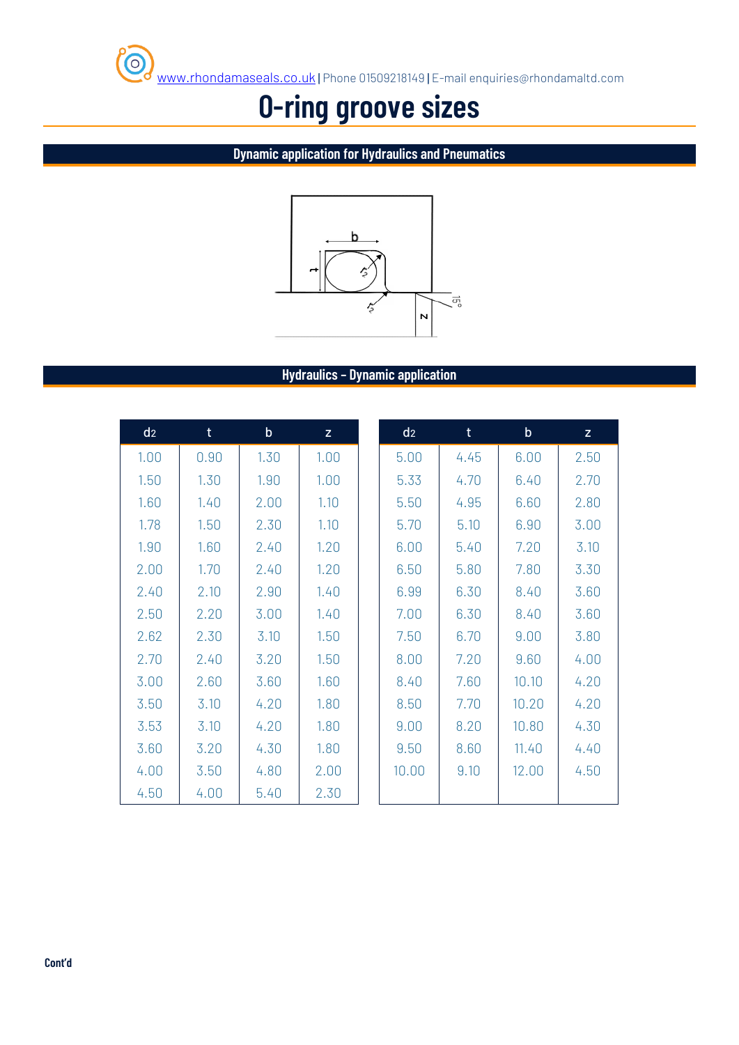# O-ring groove sizes

## Dynamic application for Hydraulics and Pneumatics

## Hydraulics – Dynamic application

| $d_2$ | t | b | z |
|---|---|---|---|
| 1.00 | 0.90 | 1.30 | 1.00 |
| 1.50 | 1.30 | 1.90 | 1.00 |
| 1.60 | 1.40 | 2.00 | 1.10 |
| 1.78 | 1.50 | 2.30 | 1.10 |
| 1.90 | 1.60 | 2.40 | 1.20 |
| 2.00 | 1.70 | 2.40 | 1.20 |
| 2.40 | 2.10 | 2.90 | 1.40 |
| 2.50 | 2.20 | 3.00 | 1.40 |
| 2.62 | 2.30 | 3.10 | 1.50 |
| 2.70 | 2.40 | 3.20 | 1.50 |
| 3.00 | 2.60 | 3.60 | 1.60 |
| 3.50 | 3.10 | 4.20 | 1.80 |
| 3.53 | 3.10 | 4.20 | 1.80 |
| 3.60 | 3.20 | 4.30 | 1.80 |
| 4.00 | 3.50 | 4.80 | 2.00 |
| 4.50 | 4.00 | 5.40 | 2.30 |

| $d_2$ | t | b | z |
|---|---|---|---|
| 5.00 | 4.45 | 6.00 | 2.50 |
| 5.33 | 4.70 | 6.40 | 2.70 |
| 5.50 | 4.95 | 6.60 | 2.80 |
| 5.70 | 5.10 | 6.90 | 3.00 |
| 6.00 | 5.40 | 7.20 | 3.10 |
| 6.50 | 5.80 | 7.80 | 3.30 |
| 6.99 | 6.30 | 8.40 | 3.60 |
| 7.00 | 6.30 | 8.40 | 3.60 |
| 7.50 | 6.70 | 9.00 | 3.80 |
| 8.00 | 7.20 | 9.60 | 4.00 |
| 8.40 | 7.60 | 10.10 | 4.20 |
| 8.50 | 7.70 | 10.20 | 4.20 |
| 9.00 | 8.20 | 10.80 | 4.30 |
| 9.50 | 8.60 | 11.40 | 4.40 |
| 10.00 | 9.10 | 12.00 | 4.50 |

**Cont'd**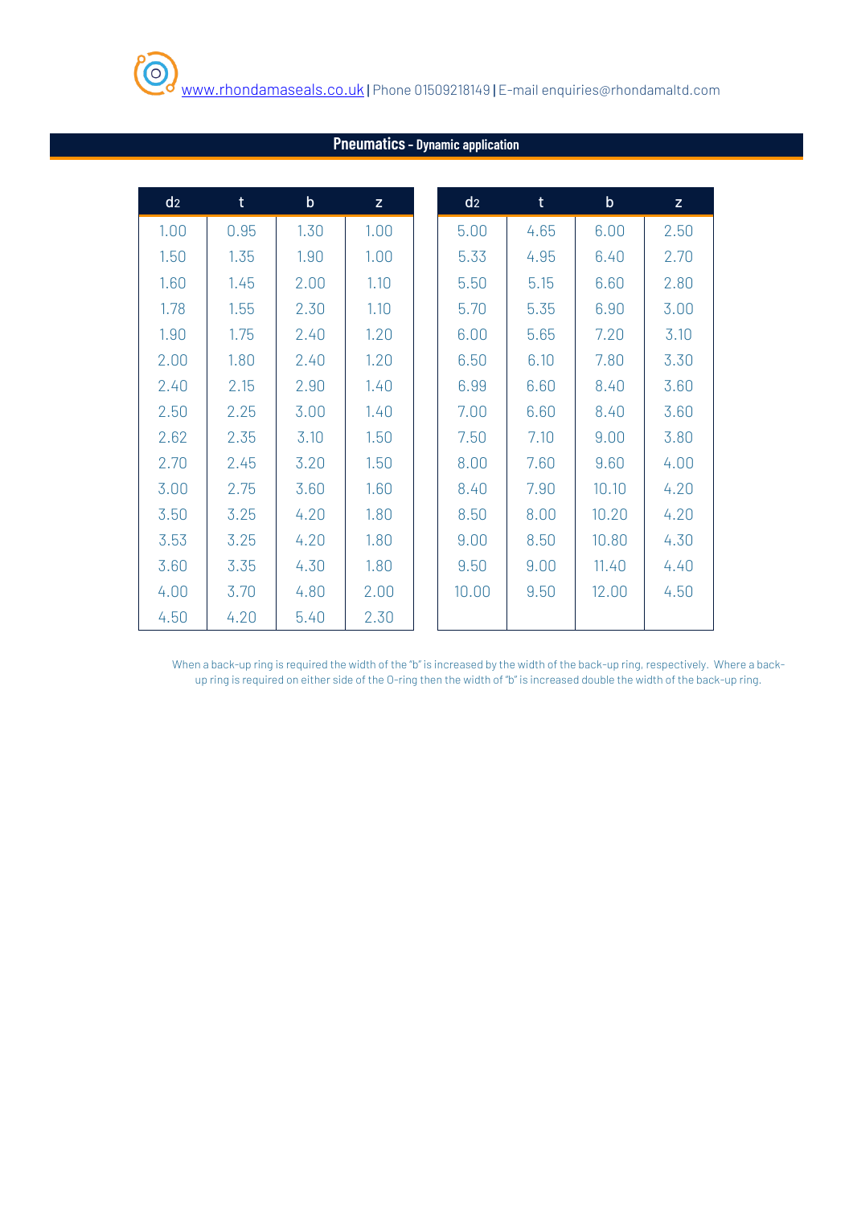## Pneumatics - Dynamic application

| $d_2$ | t | b | z |
|---|---|---|---|
| 1.00 | 0.95 | 1.30 | 1.00 |
| 1.50 | 1.35 | 1.90 | 1.00 |
| 1.60 | 1.45 | 2.00 | 1.10 |
| 1.78 | 1.55 | 2.30 | 1.10 |
| 1.90 | 1.75 | 2.40 | 1.20 |
| 2.00 | 1.80 | 2.40 | 1.20 |
| 2.40 | 2.15 | 2.90 | 1.40 |
| 2.50 | 2.25 | 3.00 | 1.40 |
| 2.62 | 2.35 | 3.10 | 1.50 |
| 2.70 | 2.45 | 3.20 | 1.50 |
| 3.00 | 2.75 | 3.60 | 1.60 |
| 3.50 | 3.25 | 4.20 | 1.80 |
| 3.53 | 3.25 | 4.20 | 1.80 |
| 3.60 | 3.35 | 4.30 | 1.80 |
| 4.00 | 3.70 | 4.80 | 2.00 |
| 4.50 | 4.20 | 5.40 | 2.30 |

| $d_2$ | t | b | z |
|---|---|---|---|
| 5.00 | 4.65 | 6.00 | 2.50 |
| 5.33 | 4.95 | 6.40 | 2.70 |
| 5.50 | 5.15 | 6.60 | 2.80 |
| 5.70 | 5.35 | 6.90 | 3.00 |
| 6.00 | 5.65 | 7.20 | 3.10 |
| 6.50 | 6.10 | 7.80 | 3.30 |
| 6.99 | 6.60 | 8.40 | 3.60 |
| 7.00 | 6.60 | 8.40 | 3.60 |
| 7.50 | 7.10 | 9.00 | 3.80 |
| 8.00 | 7.60 | 9.60 | 4.00 |
| 8.40 | 7.90 | 10.10 | 4.20 |
| 8.50 | 8.00 | 10.20 | 4.20 |
| 9.00 | 8.50 | 10.80 | 4.30 |
| 9.50 | 9.00 | 11.40 | 4.40 |
| 10.00 | 9.50 | 12.00 | 4.50 |

When a back-up ring is required the width of the "b" is increased by the width of the back-up ring, respectively. Where a back-up ring is required on either side of the O-ring then the width of "b" is increased double the width of the back-up ring.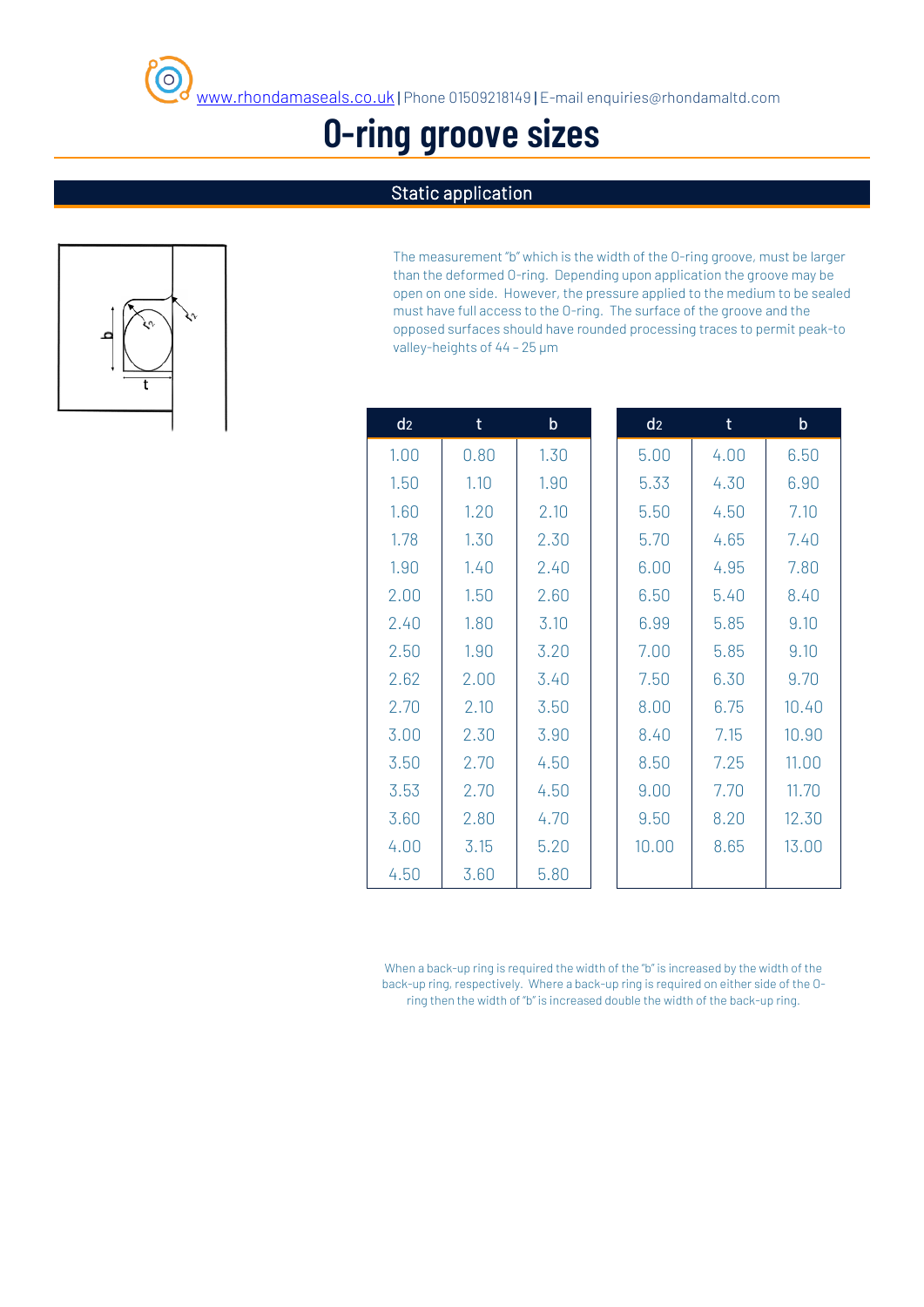# O-ring groove sizes

## Static application

The measurement "b" which is the width of the O-ring groove, must be larger than the deformed O-ring. Depending upon application the groove may be open on one side. However, the pressure applied to the medium to be sealed must have full access to the O-ring. The surface of the groove and the opposed surfaces should have rounded processing traces to permit peak-to valley-heights of 44 – 25 μm

| $d_2$ | t | b |
|---|---|---|
| 1.00 | 0.80 | 1.30 |
| 1.50 | 1.10 | 1.90 |
| 1.60 | 1.20 | 2.10 |
| 1.78 | 1.30 | 2.30 |
| 1.90 | 1.40 | 2.40 |
| 2.00 | 1.50 | 2.60 |
| 2.40 | 1.80 | 3.10 |
| 2.50 | 1.90 | 3.20 |
| 2.62 | 2.00 | 3.40 |
| 2.70 | 2.10 | 3.50 |
| 3.00 | 2.30 | 3.90 |
| 3.50 | 2.70 | 4.50 |
| 3.53 | 2.70 | 4.50 |
| 3.60 | 2.80 | 4.70 |
| 4.00 | 3.15 | 5.20 |
| 4.50 | 3.60 | 5.80 |

| $d_2$ | t | b |
|---|---|---|
| 5.00 | 4.00 | 6.50 |
| 5.33 | 4.30 | 6.90 |
| 5.50 | 4.50 | 7.10 |
| 5.70 | 4.65 | 7.40 |
| 6.00 | 4.95 | 7.80 |
| 6.50 | 5.40 | 8.40 |
| 6.99 | 5.85 | 9.10 |
| 7.00 | 5.85 | 9.10 |
| 7.50 | 6.30 | 9.70 |
| 8.00 | 6.75 | 10.40 |
| 8.40 | 7.15 | 10.90 |
| 8.50 | 7.25 | 11.00 |
| 9.00 | 7.70 | 11.70 |
| 9.50 | 8.20 | 12.30 |
| 10.00 | 8.65 | 13.00 |

When a back-up ring is required the width of the "b" is increased by the width of the back-up ring, respectively. Where a back-up ring is required on either side of the O-ring then the width of "b" is increased double the width of the back-up ring.